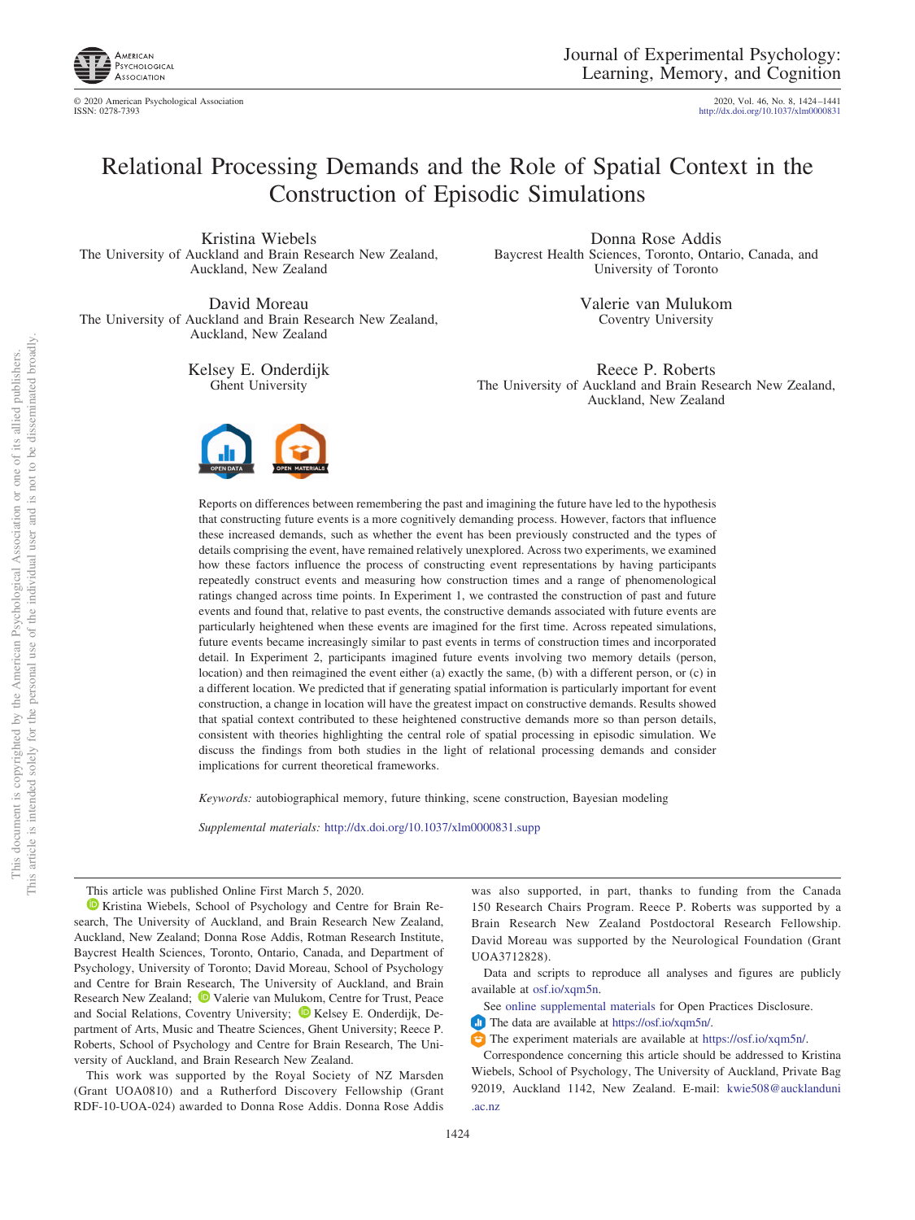# Relational Processing Demands and the Role of Spatial Context in the Construction of Episodic Simulations

Kristina Wiebels
The University of Auckland and Brain Research New Zealand, Auckland, New Zealand

Donna Rose Addis
Baycrest Health Sciences, Toronto, Ontario, Canada, and University of Toronto

David Moreau
The University of Auckland and Brain Research New Zealand, Auckland, New Zealand

Valerie van Mulukom
Coventry University

Kelsey E. Onderdijk
Ghent University

Reece P. Roberts
The University of Auckland and Brain Research New Zealand, Auckland, New Zealand

Reports on differences between remembering the past and imagining the future have led to the hypothesis that constructing future events is a more cognitively demanding process. However, factors that influence these increased demands, such as whether the event has been previously constructed and the types of details comprising the event, have remained relatively unexplored. Across two experiments, we examined how these factors influence the process of constructing event representations by having participants repeatedly construct events and measuring how construction times and a range of phenomenological ratings changed across time points. In Experiment 1, we contrasted the construction of past and future events and found that, relative to past events, the constructive demands associated with future events are particularly heightened when these events are imagined for the first time. Across repeated simulations, future events became increasingly similar to past events in terms of construction times and incorporated detail. In Experiment 2, participants imagined future events involving two memory details (person, location) and then reimagined the event either (a) exactly the same, (b) with a different person, or (c) in a different location. We predicted that if generating spatial information is particularly important for event construction, a change in location will have the greatest impact on constructive demands. Results showed that spatial context contributed to these heightened constructive demands more so than person details, consistent with theories highlighting the central role of spatial processing in episodic simulation. We discuss the findings from both studies in the light of relational processing demands and consider implications for current theoretical frameworks.

*Keywords:* autobiographical memory, future thinking, scene construction, Bayesian modeling

*Supplemental materials:* http://dx.doi.org/10.1037/xlm0000831.supp

---

This article was published Online First March 5, 2020.

Kristina Wiebels, School of Psychology and Centre for Brain Research, The University of Auckland, and Brain Research New Zealand, Auckland, New Zealand; Donna Rose Addis, Rotman Research Institute, Baycrest Health Sciences, Toronto, Ontario, Canada, and Department of Psychology, University of Toronto; David Moreau, School of Psychology and Centre for Brain Research, The University of Auckland, and Brain Research New Zealand; Valerie van Mulukom, Centre for Trust, Peace and Social Relations, Coventry University; Kelsey E. Onderdijk, Department of Arts, Music and Theatre Sciences, Ghent University; Reece P. Roberts, School of Psychology and Centre for Brain Research, The University of Auckland, and Brain Research New Zealand.

This work was supported by the Royal Society of NZ Marsden (Grant UOA0810) and a Rutherford Discovery Fellowship (Grant RDF-10-UOA-024) awarded to Donna Rose Addis. Donna Rose Addis was also supported, in part, thanks to funding from the Canada 150 Research Chairs Program. Reece P. Roberts was supported by a Brain Research New Zealand Postdoctoral Research Fellowship. David Moreau was supported by the Neurological Foundation (Grant UOA3712828).

Data and scripts to reproduce all analyses and figures are publicly available at osf.io/xqm5n.

See online supplemental materials for Open Practices Disclosure.

The data are available at https://osf.io/xqm5n/.

The experiment materials are available at https://osf.io/xqm5n/.

Correspondence concerning this article should be addressed to Kristina Wiebels, School of Psychology, The University of Auckland, Private Bag 92019, Auckland 1142, New Zealand. E-mail: kwie508@aucklanduni.ac.nz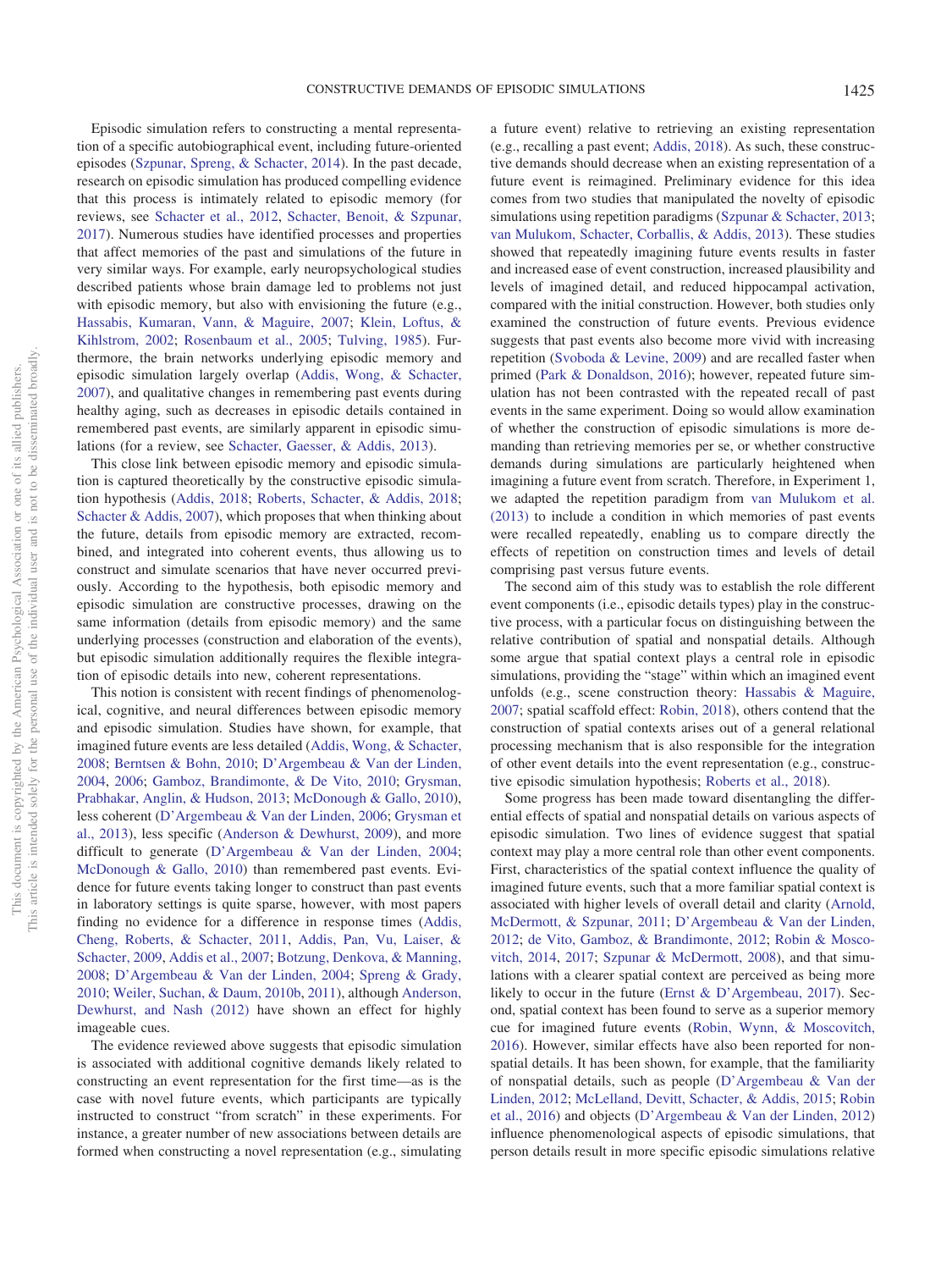Episodic simulation refers to constructing a mental representation of a specific autobiographical event, including future-oriented episodes (Szpunar, Spreng, & Schacter, 2014). In the past decade, research on episodic simulation has produced compelling evidence that this process is intimately related to episodic memory (for reviews, see Schacter et al., 2012, Schacter, Benoit, & Szpunar, 2017). Numerous studies have identified processes and properties that affect memories of the past and simulations of the future in very similar ways. For example, early neuropsychological studies described patients whose brain damage led to problems not just with episodic memory, but also with envisioning the future (e.g., Hassabis, Kumaran, Vann, & Maguire, 2007; Klein, Loftus, & Kihlstrom, 2002; Rosenbaum et al., 2005; Tulving, 1985). Furthermore, the brain networks underlying episodic memory and episodic simulation largely overlap (Addis, Wong, & Schacter, 2007), and qualitative changes in remembering past events during healthy aging, such as decreases in episodic details contained in remembered past events, are similarly apparent in episodic simulations (for a review, see Schacter, Gaesser, & Addis, 2013).

This close link between episodic memory and episodic simulation is captured theoretically by the constructive episodic simulation hypothesis (Addis, 2018; Roberts, Schacter, & Addis, 2018; Schacter & Addis, 2007), which proposes that when thinking about the future, details from episodic memory are extracted, recombined, and integrated into coherent events, thus allowing us to construct and simulate scenarios that have never occurred previously. According to the hypothesis, both episodic memory and episodic simulation are constructive processes, drawing on the same information (details from episodic memory) and the same underlying processes (construction and elaboration of the events), but episodic simulation additionally requires the flexible integration of episodic details into new, coherent representations.

This notion is consistent with recent findings of phenomenological, cognitive, and neural differences between episodic memory and episodic simulation. Studies have shown, for example, that imagined future events are less detailed (Addis, Wong, & Schacter, 2008; Berntsen & Bohn, 2010; D'Argembeau & Van der Linden, 2004, 2006; Gamboz, Brandimonte, & De Vito, 2010; Grysman, Prabhakar, Anglin, & Hudson, 2013; McDonough & Gallo, 2010), less coherent (D'Argembeau & Van der Linden, 2006; Grysman et al., 2013), less specific (Anderson & Dewhurst, 2009), and more difficult to generate (D'Argembeau & Van der Linden, 2004; McDonough & Gallo, 2010) than remembered past events. Evidence for future events taking longer to construct than past events in laboratory settings is quite sparse, however, with most papers finding no evidence for a difference in response times (Addis, Cheng, Roberts, & Schacter, 2011, Addis, Pan, Vu, Laiser, & Schacter, 2009, Addis et al., 2007; Botzung, Denkova, & Manning, 2008; D'Argembeau & Van der Linden, 2004; Spreng & Grady, 2010; Weiler, Suchan, & Daum, 2010b, 2011), although Anderson, Dewhurst, and Nash (2012) have shown an effect for highly imageable cues.

The evidence reviewed above suggests that episodic simulation is associated with additional cognitive demands likely related to constructing an event representation for the first time—as is the case with novel future events, which participants are typically instructed to construct "from scratch" in these experiments. For instance, a greater number of new associations between details are formed when constructing a novel representation (e.g., simulating a future event) relative to retrieving an existing representation (e.g., recalling a past event; Addis, 2018). As such, these constructive demands should decrease when an existing representation of a future event is reimagined. Preliminary evidence for this idea comes from two studies that manipulated the novelty of episodic simulations using repetition paradigms (Szpunar & Schacter, 2013; van Mulukom, Schacter, Corballis, & Addis, 2013). These studies showed that repeatedly imagining future events results in faster and increased ease of event construction, increased plausibility and levels of imagined detail, and reduced hippocampal activation, compared with the initial construction. However, both studies only examined the construction of future events. Previous evidence suggests that past events also become more vivid with increasing repetition (Svoboda & Levine, 2009) and are recalled faster when primed (Park & Donaldson, 2016); however, repeated future simulation has not been contrasted with the repeated recall of past events in the same experiment. Doing so would allow examination of whether the construction of episodic simulations is more demanding than retrieving memories per se, or whether constructive demands during simulations are particularly heightened when imagining a future event from scratch. Therefore, in Experiment 1, we adapted the repetition paradigm from van Mulukom et al. (2013) to include a condition in which memories of past events were recalled repeatedly, enabling us to compare directly the effects of repetition on construction times and levels of detail comprising past versus future events.

The second aim of this study was to establish the role different event components (i.e., episodic details types) play in the constructive process, with a particular focus on distinguishing between the relative contribution of spatial and nonspatial details. Although some argue that spatial context plays a central role in episodic simulations, providing the "stage" within which an imagined event unfolds (e.g., scene construction theory: Hassabis & Maguire, 2007; spatial scaffold effect: Robin, 2018), others contend that the construction of spatial contexts arises out of a general relational processing mechanism that is also responsible for the integration of other event details into the event representation (e.g., constructive episodic simulation hypothesis; Roberts et al., 2018).

Some progress has been made toward disentangling the differential effects of spatial and nonspatial details on various aspects of episodic simulation. Two lines of evidence suggest that spatial context may play a more central role than other event components. First, characteristics of the spatial context influence the quality of imagined future events, such that a more familiar spatial context is associated with higher levels of overall detail and clarity (Arnold, McDermott, & Szpunar, 2011; D'Argembeau & Van der Linden, 2012; de Vito, Gamboz, & Brandimonte, 2012; Robin & Moscovitch, 2014, 2017; Szpunar & McDermott, 2008), and that simulations with a clearer spatial context are perceived as being more likely to occur in the future (Ernst & D'Argembeau, 2017). Second, spatial context has been found to serve as a superior memory cue for imagined future events (Robin, Wynn, & Moscovitch, 2016). However, similar effects have also been reported for nonspatial details. It has been shown, for example, that the familiarity of nonspatial details, such as people (D'Argembeau & Van der Linden, 2012; McLelland, Devitt, Schacter, & Addis, 2015; Robin et al., 2016) and objects (D'Argembeau & Van der Linden, 2012) influence phenomenological aspects of episodic simulations, that person details result in more specific episodic simulations relative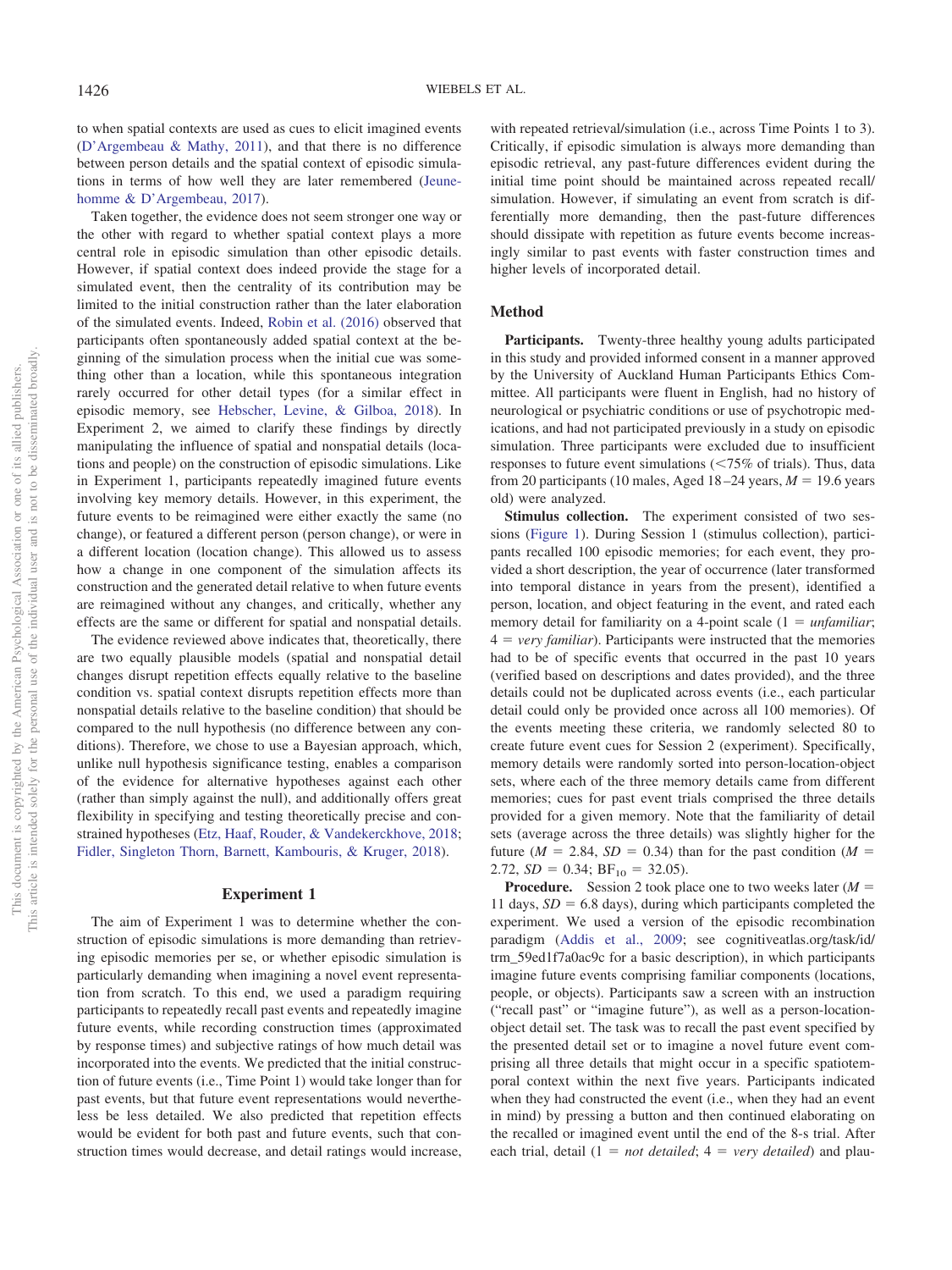to when spatial contexts are used as cues to elicit imagined events (D'Argembeau & Mathy, 2011), and that there is no difference between person details and the spatial context of episodic simulations in terms of how well they are later remembered (Jeunehomme & D'Argembeau, 2017).

Taken together, the evidence does not seem stronger one way or the other with regard to whether spatial context plays a more central role in episodic simulation than other episodic details. However, if spatial context does indeed provide the stage for a simulated event, then the centrality of its contribution may be limited to the initial construction rather than the later elaboration of the simulated events. Indeed, Robin et al. (2016) observed that participants often spontaneously added spatial context at the beginning of the simulation process when the initial cue was something other than a location, while this spontaneous integration rarely occurred for other detail types (for a similar effect in episodic memory, see Hebscher, Levine, & Gilboa, 2018). In Experiment 2, we aimed to clarify these findings by directly manipulating the influence of spatial and nonspatial details (locations and people) on the construction of episodic simulations. Like in Experiment 1, participants repeatedly imagined future events involving key memory details. However, in this experiment, the future events to be reimagined were either exactly the same (no change), or featured a different person (person change), or were in a different location (location change). This allowed us to assess how a change in one component of the simulation affects its construction and the generated detail relative to when future events are reimagined without any changes, and critically, whether any effects are the same or different for spatial and nonspatial details.

The evidence reviewed above indicates that, theoretically, there are two equally plausible models (spatial and nonspatial detail changes disrupt repetition effects equally relative to the baseline condition vs. spatial context disrupts repetition effects more than nonspatial details relative to the baseline condition) that should be compared to the null hypothesis (no difference between any conditions). Therefore, we chose to use a Bayesian approach, which, unlike null hypothesis significance testing, enables a comparison of the evidence for alternative hypotheses against each other (rather than simply against the null), and additionally offers great flexibility in specifying and testing theoretically precise and constrained hypotheses (Etz, Haaf, Rouder, & Vandekerckhove, 2018; Fidler, Singleton Thorn, Barnett, Kambouris, & Kruger, 2018).

## Experiment 1

The aim of Experiment 1 was to determine whether the construction of episodic simulations is more demanding than retrieving episodic memories per se, or whether episodic simulation is particularly demanding when imagining a novel event representation from scratch. To this end, we used a paradigm requiring participants to repeatedly recall past events and repeatedly imagine future events, while recording construction times (approximated by response times) and subjective ratings of how much detail was incorporated into the events. We predicted that the initial construction of future events (i.e., Time Point 1) would take longer than for past events, but that future event representations would nevertheless be less detailed. We also predicted that repetition effects would be evident for both past and future events, such that construction times would decrease, and detail ratings would increase, with repeated retrieval/simulation (i.e., across Time Points 1 to 3). Critically, if episodic simulation is always more demanding than episodic retrieval, any past-future differences evident during the initial time point should be maintained across repeated recall/simulation. However, if simulating an event from scratch is differentially more demanding, then the past-future differences should dissipate with repetition as future events become increasingly similar to past events with faster construction times and higher levels of incorporated detail.

### Method

**Participants.** Twenty-three healthy young adults participated in this study and provided informed consent in a manner approved by the University of Auckland Human Participants Ethics Committee. All participants were fluent in English, had no history of neurological or psychiatric conditions or use of psychotropic medications, and had not participated previously in a study on episodic simulation. Three participants were excluded due to insufficient responses to future event simulations (<75% of trials). Thus, data from 20 participants (10 males, Aged 18–24 years, $M = 19.6$ years old) were analyzed.

**Stimulus collection.** The experiment consisted of two sessions (Figure 1). During Session 1 (stimulus collection), participants recalled 100 episodic memories; for each event, they provided a short description, the year of occurrence (later transformed into temporal distance in years from the present), identified a person, location, and object featuring in the event, and rated each memory detail for familiarity on a 4-point scale (1 = *unfamiliar*; 4 = *very familiar*). Participants were instructed that the memories had to be of specific events that occurred in the past 10 years (verified based on descriptions and dates provided), and the three details could not be duplicated across events (i.e., each particular detail could only be provided once across all 100 memories). Of the events meeting these criteria, we randomly selected 80 to create future event cues for Session 2 (experiment). Specifically, memory details were randomly sorted into person-location-object sets, where each of the three memory details came from different memories; cues for past event trials comprised the three details provided for a given memory. Note that the familiarity of detail sets (average across the three details) was slightly higher for the future ($M = 2.84$, $SD = 0.34$) than for the past condition ($M = 2.72$, $SD = 0.34$; $BF_{10} = 32.05$).

**Procedure.** Session 2 took place one to two weeks later ($M = 11$ days, $SD = 6.8$ days), during which participants completed the experiment. We used a version of the episodic recombination paradigm (Addis et al., 2009; see cognitiveatlas.org/task/id/trm_59ed1f7a0ac9c for a basic description), in which participants imagine future events comprising familiar components (locations, people, or objects). Participants saw a screen with an instruction ("recall past" or "imagine future"), as well as a person-location-object detail set. The task was to recall the past event specified by the presented detail set or to imagine a novel future event comprising all three details that might occur in a specific spatiotemporal context within the next five years. Participants indicated when they had constructed the event (i.e., when they had an event in mind) by pressing a button and then continued elaborating on the recalled or imagined event until the end of the 8-s trial. After each trial, detail (1 = *not detailed*; 4 = *very detailed*) and plau-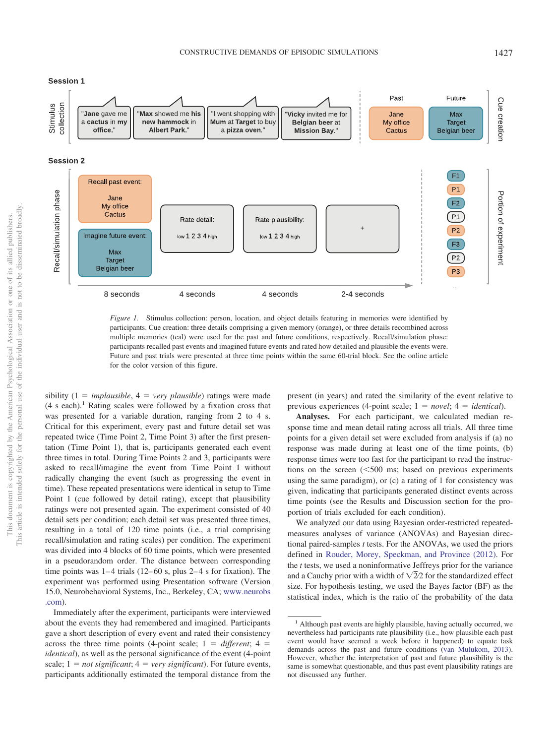Session 1

Stimulus collection

"**Jane** gave me a **cactus** in **my office**."

"**Max** showed me **his** new **hammock** in **Albert Park**."

"I went shopping with **Mum** at **Target** to buy a **pizza oven**."

"**Vicky** invited me for **Belgian beer** at **Mission Bay**."

| Past | Future |
|---|---|
| Jane<br>My office<br>Cactus | Max<br>Target<br>Belgian beer |

Cue creation

Session 2

Recall/simulation phase

Recall past event: Jane, My office, Cactus

Imagine future event: Max, Target, Belgian beer

Rate detail: low 1 2 3 4 high

Rate plausibility: low 1 2 3 4 high

+

8 seconds — 4 seconds — 4 seconds — 2-4 seconds

Portion of experiment: F1, P1, F2, P1, P2, F3, P2, P3 ...

*Figure 1.* Stimulus collection: person, location, and object details featuring in memories were identified by participants. Cue creation: three details comprising a given memory (orange), or three details recombined across multiple memories (teal) were used for the past and future conditions, respectively. Recall/simulation phase: participants recalled past events and imagined future events and rated how detailed and plausible the events were. Future and past trials were presented at three time points within the same 60-trial block. See the online article for the color version of this figure.

sibility (1 = *implausible*, 4 = *very plausible*) ratings were made (4 s each).[1] Rating scales were followed by a fixation cross that was presented for a variable duration, ranging from 2 to 4 s. Critical for this experiment, every past and future detail set was repeated twice (Time Point 2, Time Point 3) after the first presentation (Time Point 1), that is, participants generated each event three times in total. During Time Points 2 and 3, participants were asked to recall/imagine the event from Time Point 1 without radically changing the event (such as progressing the event in time). These repeated presentations were identical in setup to Time Point 1 (cue followed by detail rating), except that plausibility ratings were not presented again. The experiment consisted of 40 detail sets per condition; each detail set was presented three times, resulting in a total of 120 time points (i.e., a trial comprising recall/simulation and rating scales) per condition. The experiment was divided into 4 blocks of 60 time points, which were presented in a pseudorandom order. The distance between corresponding time points was 1–4 trials (12–60 s, plus 2–4 s for fixation). The experiment was performed using Presentation software (Version 15.0, Neurobehavioral Systems, Inc., Berkeley, CA; www.neurobs.com).

Immediately after the experiment, participants were interviewed about the events they had remembered and imagined. Participants gave a short description of every event and rated their consistency across the three time points (4-point scale; 1 = *different*; 4 = *identical*), as well as the personal significance of the event (4-point scale; 1 = *not significant*; 4 = *very significant*). For future events, participants additionally estimated the temporal distance from the present (in years) and rated the similarity of the event relative to previous experiences (4-point scale; 1 = *novel*; 4 = *identical*).

**Analyses.** For each participant, we calculated median response time and mean detail rating across all trials. All three time points for a given detail set were excluded from analysis if (a) no response was made during at least one of the time points, (b) response times were too fast for the participant to read the instructions on the screen (<500 ms; based on previous experiments using the same paradigm), or (c) a rating of 1 for consistency was given, indicating that participants generated distinct events across time points (see the Results and Discussion section for the proportion of trials excluded for each condition).

We analyzed our data using Bayesian order-restricted repeated-measures analyses of variance (ANOVAs) and Bayesian directional paired-samples *t* tests. For the ANOVAs, we used the priors defined in Rouder, Morey, Speckman, and Province (2012). For the *t* tests, we used a noninformative Jeffreys prior for the variance and a Cauchy prior with a width of $\sqrt{2}/2$ for the standardized effect size. For hypothesis testing, we used the Bayes factor (BF) as the statistical index, which is the ratio of the probability of the data

[1] Although past events are highly plausible, having actually occurred, we nevertheless had participants rate plausibility (i.e., how plausible each past event would have seemed a week before it happened) to equate task demands across the past and future conditions (van Mulukom, 2013). However, whether the interpretation of past and future plausibility is the same is somewhat questionable, and thus past event plausibility ratings are not discussed any further.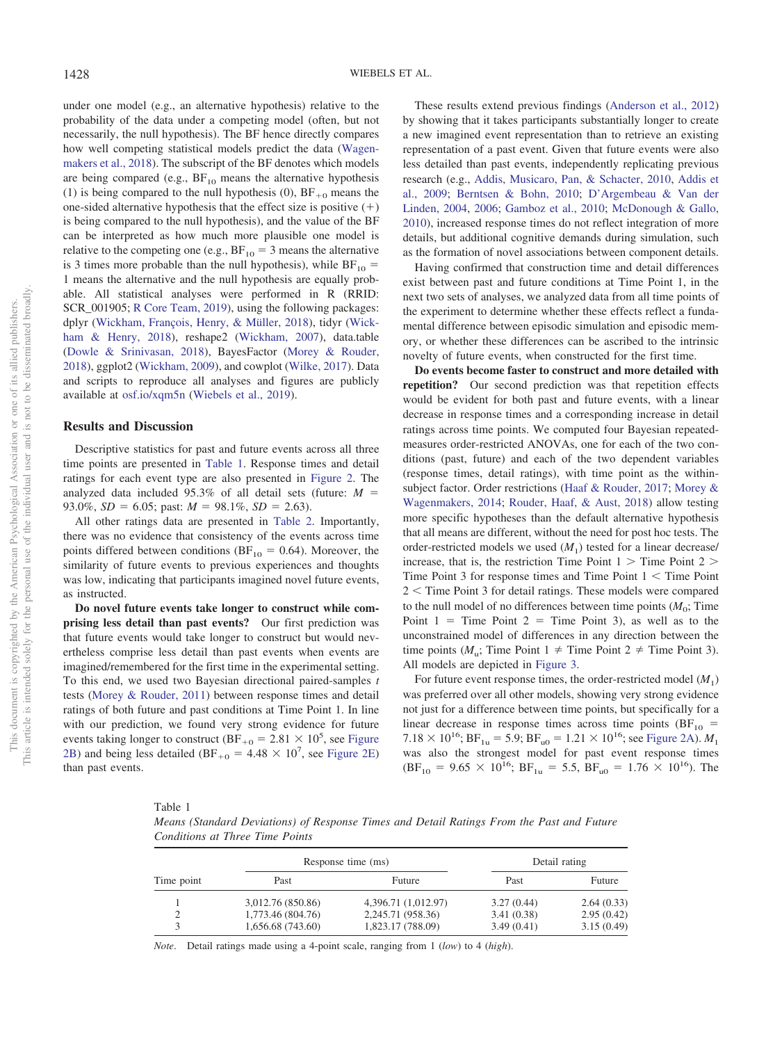under one model (e.g., an alternative hypothesis) relative to the probability of the data under a competing model (often, but not necessarily, the null hypothesis). The BF hence directly compares how well competing statistical models predict the data (Wagenmakers et al., 2018). The subscript of the BF denotes which models are being compared (e.g., $BF_{10}$ means the alternative hypothesis (1) is being compared to the null hypothesis (0), $BF_{+0}$ means the one-sided alternative hypothesis that the effect size is positive (+) is being compared to the null hypothesis), and the value of the BF can be interpreted as how much more plausible one model is relative to the competing one (e.g., $BF_{10} = 3$ means the alternative is 3 times more probable than the null hypothesis), while $BF_{10} = 1$ means the alternative and the null hypothesis are equally probable. All statistical analyses were performed in R (RRID: SCR_001905; R Core Team, 2019), using the following packages: dplyr (Wickham, François, Henry, & Müller, 2018), tidyr (Wickham & Henry, 2018), reshape2 (Wickham, 2007), data.table (Dowle & Srinivasan, 2018), BayesFactor (Morey & Rouder, 2018), ggplot2 (Wickham, 2009), and cowplot (Wilke, 2017). Data and scripts to reproduce all analyses and figures are publicly available at osf.io/xqm5n (Wiebels et al., 2019).

## Results and Discussion

Descriptive statistics for past and future events across all three time points are presented in Table 1. Response times and detail ratings for each event type are also presented in Figure 2. The analyzed data included 95.3% of all detail sets (future: $M$ = 93.0%, $SD$ = 6.05; past: $M$ = 98.1%, $SD$ = 2.63).

All other ratings data are presented in Table 2. Importantly, there was no evidence that consistency of the events across time points differed between conditions ($BF_{10} = 0.64$). Moreover, the similarity of future events to previous experiences and thoughts was low, indicating that participants imagined novel future events, as instructed.

**Do novel future events take longer to construct while comprising less detail than past events?** Our first prediction was that future events would take longer to construct but would nevertheless comprise less detail than past events when events are imagined/remembered for the first time in the experimental setting. To this end, we used two Bayesian directional paired-samples $t$ tests (Morey & Rouder, 2011) between response times and detail ratings of both future and past conditions at Time Point 1. In line with our prediction, we found very strong evidence for future events taking longer to construct ($BF_{+0} = 2.81 \times 10^5$, see Figure 2B) and being less detailed ($BF_{+0} = 4.48 \times 10^7$, see Figure 2E) than past events.

These results extend previous findings (Anderson et al., 2012) by showing that it takes participants substantially longer to create a new imagined event representation than to retrieve an existing representation of a past event. Given that future events were also less detailed than past events, independently replicating previous research (e.g., Addis, Musicaro, Pan, & Schacter, 2010, Addis et al., 2009; Berntsen & Bohn, 2010; D'Argembeau & Van der Linden, 2004, 2006; Gamboz et al., 2010; McDonough & Gallo, 2010), increased response times do not reflect integration of more details, but additional cognitive demands during simulation, such as the formation of novel associations between component details.

Having confirmed that construction time and detail differences exist between past and future conditions at Time Point 1, in the next two sets of analyses, we analyzed data from all time points of the experiment to determine whether these effects reflect a fundamental difference between episodic simulation and episodic memory, or whether these differences can be ascribed to the intrinsic novelty of future events, when constructed for the first time.

**Do events become faster to construct and more detailed with repetition?** Our second prediction was that repetition effects would be evident for both past and future events, with a linear decrease in response times and a corresponding increase in detail ratings across time points. We computed four Bayesian repeated-measures order-restricted ANOVAs, one for each of the two conditions (past, future) and each of the two dependent variables (response times, detail ratings), with time point as the within-subject factor. Order restrictions (Haaf & Rouder, 2017; Morey & Wagenmakers, 2014; Rouder, Haaf, & Aust, 2018) allow testing more specific hypotheses than the default alternative hypothesis that all means are different, without the need for post hoc tests. The order-restricted models we used ($M_1$) tested for a linear decrease/increase, that is, the restriction Time Point 1 > Time Point 2 > Time Point 3 for response times and Time Point 1 < Time Point 2 < Time Point 3 for detail ratings. These models were compared to the null model of no differences between time points ($M_0$; Time Point 1 = Time Point 2 = Time Point 3), as well as to the unconstrained model of differences in any direction between the time points ($M_u$; Time Point 1 ≠ Time Point 2 ≠ Time Point 3). All models are depicted in Figure 3.

For future event response times, the order-restricted model ($M_1$) was preferred over all other models, showing very strong evidence not just for a difference between time points, but specifically for a linear decrease in response times across time points ($BF_{10} = 7.18 \times 10^{16}$; $BF_{1u} = 5.9$; $BF_{u0} = 1.21 \times 10^{16}$; see Figure 2A). $M_1$ was also the strongest model for past event response times ($BF_{10} = 9.65 \times 10^{16}$; $BF_{1u} = 5.5$, $BF_{u0} = 1.76 \times 10^{16}$). The

Table 1
*Means (Standard Deviations) of Response Times and Detail Ratings From the Past and Future Conditions at Three Time Points*

| Time point | Response time (ms) | | Detail rating | |
|---|---|---|---|---|
| | Past | Future | Past | Future |
| 1 | 3,012.76 (850.86) | 4,396.71 (1,012.97) | 3.27 (0.44) | 2.64 (0.33) |
| 2 | 1,773.46 (804.76) | 2,245.71 (958.36) | 3.41 (0.38) | 2.95 (0.42) |
| 3 | 1,656.68 (743.60) | 1,823.17 (788.09) | 3.49 (0.41) | 3.15 (0.49) |

*Note*. Detail ratings made using a 4-point scale, ranging from 1 (*low*) to 4 (*high*).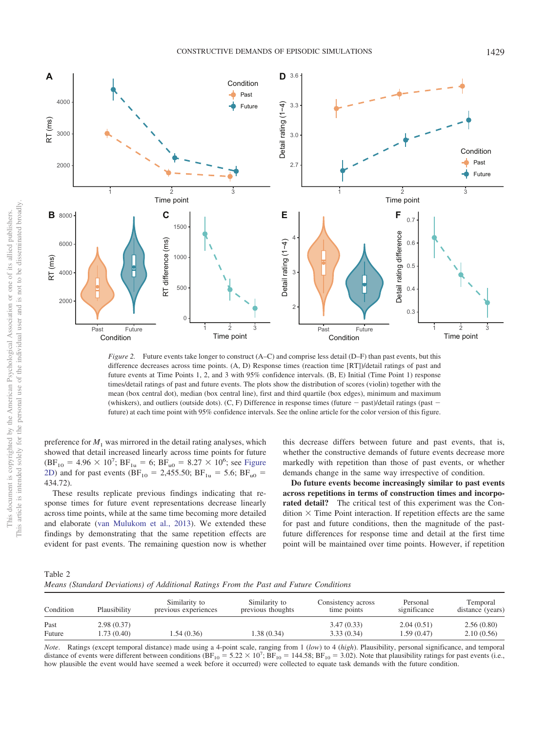*Figure 2.* Future events take longer to construct (A–C) and comprise less detail (D–F) than past events, but this difference decreases across time points. (A, D) Response times (reaction time [RT])/detail ratings of past and future events at Time Points 1, 2, and 3 with 95% confidence intervals. (B, E) Initial (Time Point 1) response times/detail ratings of past and future events. The plots show the distribution of scores (violin) together with the mean (box central dot), median (box central line), first and third quartile (box edges), minimum and maximum (whiskers), and outliers (outside dots). (C, F) Difference in response times (future − past)/detail ratings (past − future) at each time point with 95% confidence intervals. See the online article for the color version of this figure.

preference for $M_1$ was mirrored in the detail rating analyses, which showed that detail increased linearly across time points for future ($BF_{10} = 4.96 \times 10^7$; $BF_{1u} = 6$; $BF_{u0} = 8.27 \times 10^6$; see Figure 2D) and for past events ($BF_{10} = 2{,}455.50$; $BF_{1u} = 5.6$; $BF_{u0} = 434.72$).

These results replicate previous findings indicating that response times for future event representations decrease linearly across time points, while at the same time becoming more detailed and elaborate (van Mulukom et al., 2013). We extended these findings by demonstrating that the same repetition effects are evident for past events. The remaining question now is whether this decrease differs between future and past events, that is, whether the constructive demands of future events decrease more markedly with repetition than those of past events, or whether demands change in the same way irrespective of condition.

**Do future events become increasingly similar to past events across repetitions in terms of construction times and incorporated detail?** The critical test of this experiment was the Condition × Time Point interaction. If repetition effects are the same for past and future conditions, then the magnitude of the past-future differences for response time and detail at the first time point will be maintained over time points. However, if repetition

Table 2
*Means (Standard Deviations) of Additional Ratings From the Past and Future Conditions*

| Condition | Plausibility | Similarity to previous experiences | Similarity to previous thoughts | Consistency across time points | Personal significance | Temporal distance (years) |
|---|---|---|---|---|---|---|
| Past | 2.98 (0.37) | | | 3.47 (0.33) | 2.04 (0.51) | 2.56 (0.80) |
| Future | 1.73 (0.40) | 1.54 (0.36) | 1.38 (0.34) | 3.33 (0.34) | 1.59 (0.47) | 2.10 (0.56) |

*Note*. Ratings (except temporal distance) made using a 4-point scale, ranging from 1 (*low*) to 4 (*high*). Plausibility, personal significance, and temporal distance of events were different between conditions ($BF_{10} = 5.22 \times 10^7$; $BF_{10} = 144.58$; $BF_{10} = 3.02$). Note that plausibility ratings for past events (i.e., how plausible the event would have seemed a week before it occurred) were collected to equate task demands with the future condition.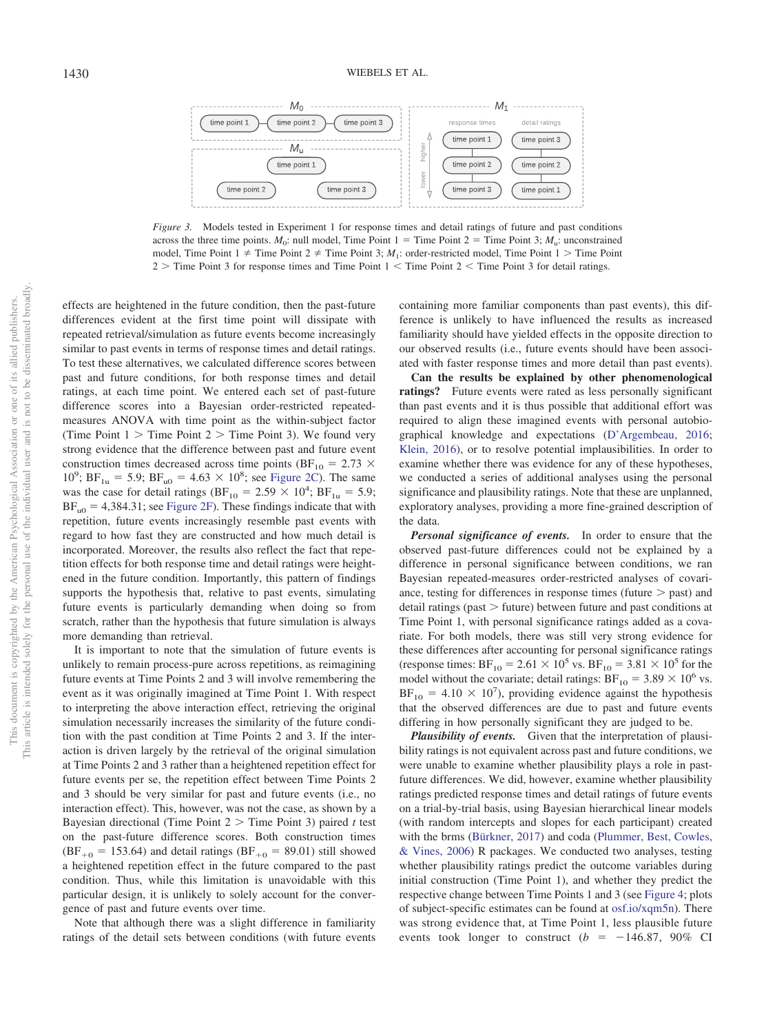*Figure 3.* Models tested in Experiment 1 for response times and detail ratings of future and past conditions across the three time points. $M_0$: null model, Time Point 1 = Time Point 2 = Time Point 3; $M_u$: unconstrained model, Time Point 1 ≠ Time Point 2 ≠ Time Point 3; $M_1$: order-restricted model, Time Point 1 > Time Point 2 > Time Point 3 for response times and Time Point 1 < Time Point 2 < Time Point 3 for detail ratings.

effects are heightened in the future condition, then the past-future differences evident at the first time point will dissipate with repeated retrieval/simulation as future events become increasingly similar to past events in terms of response times and detail ratings. To test these alternatives, we calculated difference scores between past and future conditions, for both response times and detail ratings, at each time point. We entered each set of past-future difference scores into a Bayesian order-restricted repeated-measures ANOVA with time point as the within-subject factor (Time Point 1 > Time Point 2 > Time Point 3). We found very strong evidence that the difference between past and future event construction times decreased across time points ($BF_{10} = 2.73 \times 10^9$; $BF_{1u} = 5.9$; $BF_{u0} = 4.63 \times 10^8$; see Figure 2C). The same was the case for detail ratings ($BF_{10} = 2.59 \times 10^4$; $BF_{1u} = 5.9$; $BF_{u0} = 4{,}384.31$; see Figure 2F). These findings indicate that with repetition, future events increasingly resemble past events with regard to how fast they are constructed and how much detail is incorporated. Moreover, the results also reflect the fact that repetition effects for both response time and detail ratings were heightened in the future condition. Importantly, this pattern of findings supports the hypothesis that, relative to past events, simulating future events is particularly demanding when doing so from scratch, rather than the hypothesis that future simulation is always more demanding than retrieval.

It is important to note that the simulation of future events is unlikely to remain process-pure across repetitions, as reimagining future events at Time Points 2 and 3 will involve remembering the event as it was originally imagined at Time Point 1. With respect to interpreting the above interaction effect, retrieving the original simulation necessarily increases the similarity of the future condition with the past condition at Time Points 2 and 3. If the interaction is driven largely by the retrieval of the original simulation at Time Points 2 and 3 rather than a heightened repetition effect for future events per se, the repetition effect between Time Points 2 and 3 should be very similar for past and future events (i.e., no interaction effect). This, however, was not the case, as shown by a Bayesian directional (Time Point 2 > Time Point 3) paired *t* test on the past-future difference scores. Both construction times ($BF_{+0} = 153.64$) and detail ratings ($BF_{+0} = 89.01$) still showed a heightened repetition effect in the future compared to the past condition. Thus, while this limitation is unavoidable with this particular design, it is unlikely to solely account for the convergence of past and future events over time.

Note that although there was a slight difference in familiarity ratings of the detail sets between conditions (with future events containing more familiar components than past events), this difference is unlikely to have influenced the results as increased familiarity should have yielded effects in the opposite direction to our observed results (i.e., future events should have been associated with faster response times and more detail than past events).

**Can the results be explained by other phenomenological ratings?** Future events were rated as less personally significant than past events and it is thus possible that additional effort was required to align these imagined events with personal autobiographical knowledge and expectations (D'Argembeau, 2016; Klein, 2016), or to resolve potential implausibilities. In order to examine whether there was evidence for any of these hypotheses, we conducted a series of additional analyses using the personal significance and plausibility ratings. Note that these are unplanned, exploratory analyses, providing a more fine-grained description of the data.

***Personal significance of events.*** In order to ensure that the observed past-future differences could not be explained by a difference in personal significance between conditions, we ran Bayesian repeated-measures order-restricted analyses of covariance, testing for differences in response times (future > past) and detail ratings (past > future) between future and past conditions at Time Point 1, with personal significance ratings added as a covariate. For both models, there was still very strong evidence for these differences after accounting for personal significance ratings (response times: $BF_{10} = 2.61 \times 10^5$ vs. $BF_{10} = 3.81 \times 10^5$ for the model without the covariate; detail ratings: $BF_{10} = 3.89 \times 10^6$ vs. $BF_{10} = 4.10 \times 10^7$), providing evidence against the hypothesis that the observed differences are due to past and future events differing in how personally significant they are judged to be.

***Plausibility of events.*** Given that the interpretation of plausibility ratings is not equivalent across past and future conditions, we were unable to examine whether plausibility plays a role in past-future differences. We did, however, examine whether plausibility ratings predicted response times and detail ratings of future events on a trial-by-trial basis, using Bayesian hierarchical linear models (with random intercepts and slopes for each participant) created with the brms (Bürkner, 2017) and coda (Plummer, Best, Cowles, & Vines, 2006) R packages. We conducted two analyses, testing whether plausibility ratings predict the outcome variables during initial construction (Time Point 1), and whether they predict the respective change between Time Points 1 and 3 (see Figure 4; plots of subject-specific estimates can be found at osf.io/xqm5n). There was strong evidence that, at Time Point 1, less plausible future events took longer to construct ($b = -146.87$, 90% CI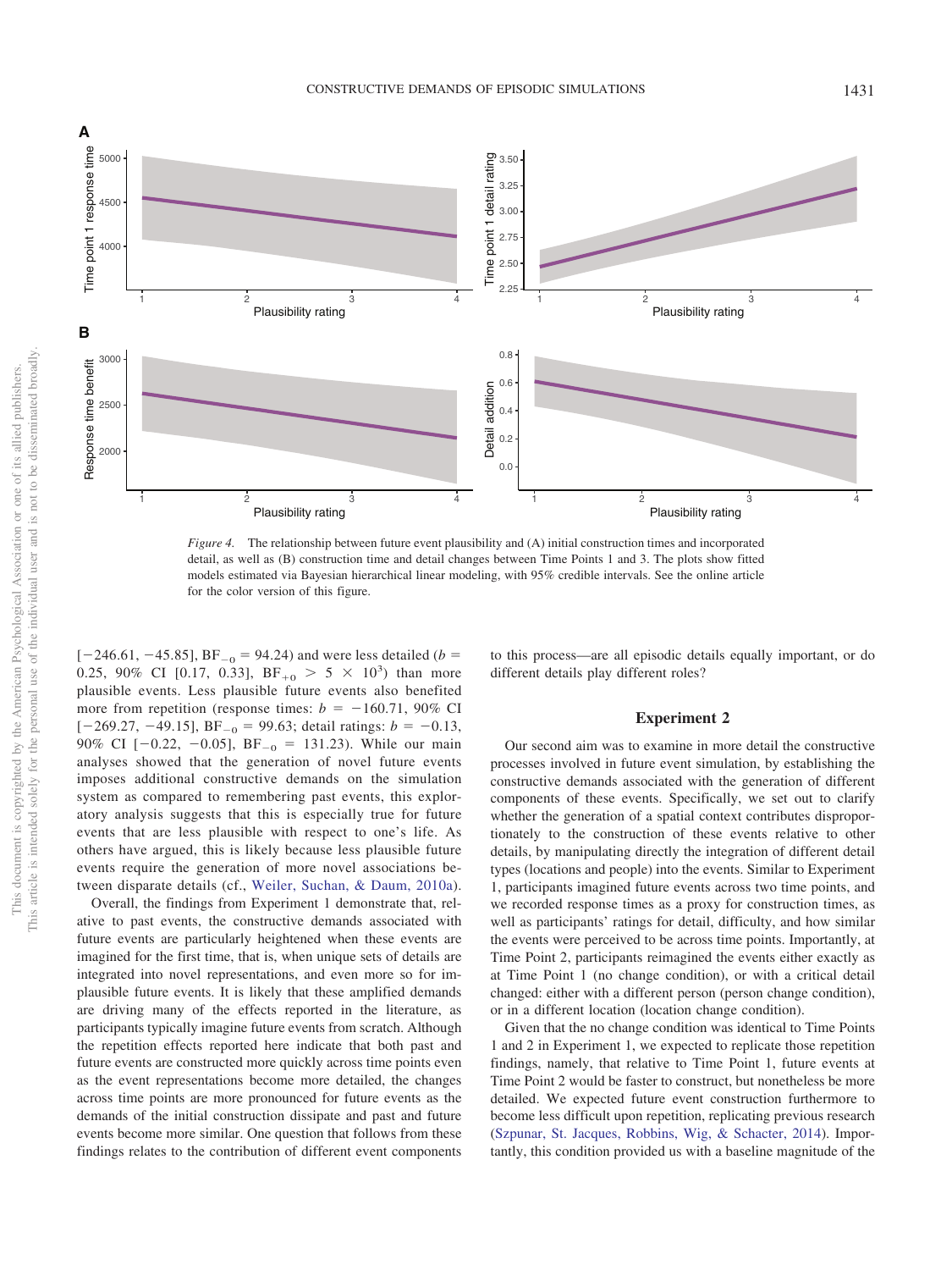*Figure 4.* The relationship between future event plausibility and (A) initial construction times and incorporated detail, as well as (B) construction time and detail changes between Time Points 1 and 3. The plots show fitted models estimated via Bayesian hierarchical linear modeling, with 95% credible intervals. See the online article for the color version of this figure.

[−246.61, −45.85], $BF_{-0}$ = 94.24) and were less detailed ($b$ = 0.25, 90% CI [0.17, 0.33], $BF_{+0} > 5 \times 10^3$) than more plausible events. Less plausible future events also benefited more from repetition (response times: $b$ = −160.71, 90% CI [−269.27, −49.15], $BF_{-0}$ = 99.63; detail ratings: $b$ = −0.13, 90% CI [−0.22, −0.05], $BF_{-0}$ = 131.23). While our main analyses showed that the generation of novel future events imposes additional constructive demands on the simulation system as compared to remembering past events, this exploratory analysis suggests that this is especially true for future events that are less plausible with respect to one's life. As others have argued, this is likely because less plausible future events require the generation of more novel associations between disparate details (cf., Weiler, Suchan, & Daum, 2010a).

Overall, the findings from Experiment 1 demonstrate that, relative to past events, the constructive demands associated with future events are particularly heightened when these events are imagined for the first time, that is, when unique sets of details are integrated into novel representations, and even more so for implausible future events. It is likely that these amplified demands are driving many of the effects reported in the literature, as participants typically imagine future events from scratch. Although the repetition effects reported here indicate that both past and future events are constructed more quickly across time points even as the event representations become more detailed, the changes across time points are more pronounced for future events as the demands of the initial construction dissipate and past and future events become more similar. One question that follows from these findings relates to the contribution of different event components to this process—are all episodic details equally important, or do different details play different roles?

## Experiment 2

Our second aim was to examine in more detail the constructive processes involved in future event simulation, by establishing the constructive demands associated with the generation of different components of these events. Specifically, we set out to clarify whether the generation of a spatial context contributes disproportionately to the construction of these events relative to other details, by manipulating directly the integration of different detail types (locations and people) into the events. Similar to Experiment 1, participants imagined future events across two time points, and we recorded response times as a proxy for construction times, as well as participants' ratings for detail, difficulty, and how similar the events were perceived to be across time points. Importantly, at Time Point 2, participants reimagined the events either exactly as at Time Point 1 (no change condition), or with a critical detail changed: either with a different person (person change condition), or in a different location (location change condition).

Given that the no change condition was identical to Time Points 1 and 2 in Experiment 1, we expected to replicate those repetition findings, namely, that relative to Time Point 1, future events at Time Point 2 would be faster to construct, but nonetheless be more detailed. We expected future event construction furthermore to become less difficult upon repetition, replicating previous research (Szpunar, St. Jacques, Robbins, Wig, & Schacter, 2014). Importantly, this condition provided us with a baseline magnitude of the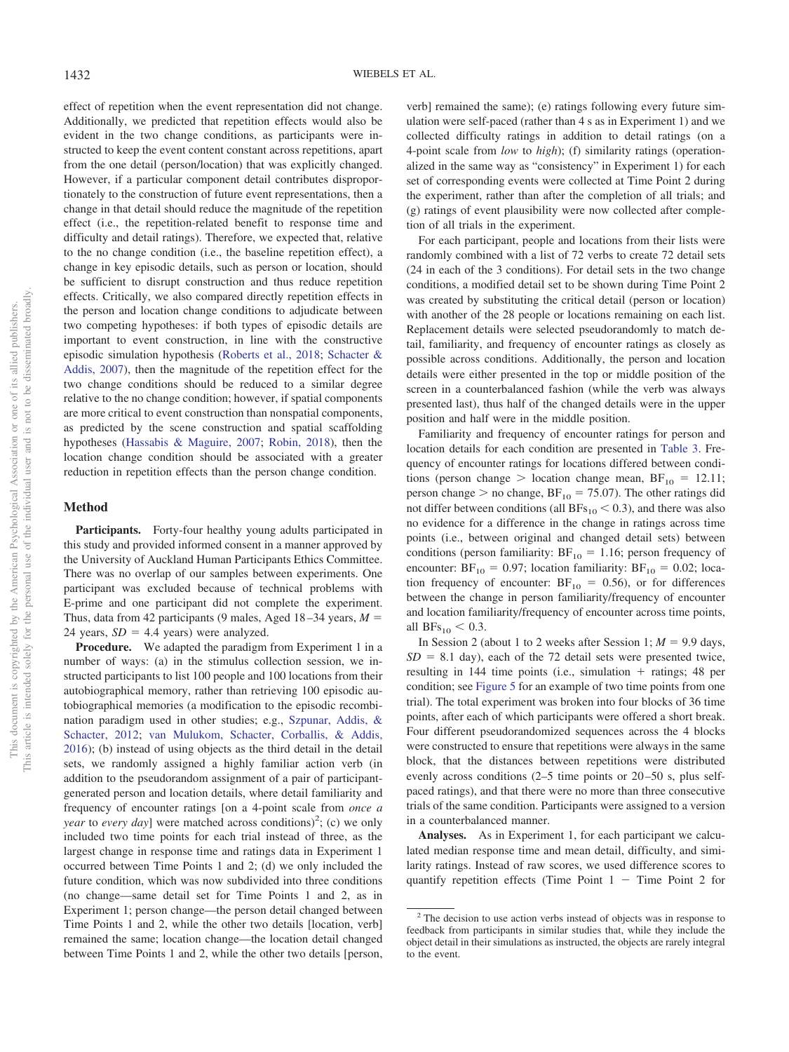effect of repetition when the event representation did not change. Additionally, we predicted that repetition effects would also be evident in the two change conditions, as participants were instructed to keep the event content constant across repetitions, apart from the one detail (person/location) that was explicitly changed. However, if a particular component detail contributes disproportionately to the construction of future event representations, then a change in that detail should reduce the magnitude of the repetition effect (i.e., the repetition-related benefit to response time and difficulty and detail ratings). Therefore, we expected that, relative to the no change condition (i.e., the baseline repetition effect), a change in key episodic details, such as person or location, should be sufficient to disrupt construction and thus reduce repetition effects. Critically, we also compared directly repetition effects in the person and location change conditions to adjudicate between two competing hypotheses: if both types of episodic details are important to event construction, in line with the constructive episodic simulation hypothesis (Roberts et al., 2018; Schacter & Addis, 2007), then the magnitude of the repetition effect for the two change conditions should be reduced to a similar degree relative to the no change condition; however, if spatial components are more critical to event construction than nonspatial components, as predicted by the scene construction and spatial scaffolding hypotheses (Hassabis & Maguire, 2007; Robin, 2018), then the location change condition should be associated with a greater reduction in repetition effects than the person change condition.

## Method

**Participants.** Forty-four healthy young adults participated in this study and provided informed consent in a manner approved by the University of Auckland Human Participants Ethics Committee. There was no overlap of our samples between experiments. One participant was excluded because of technical problems with E-prime and one participant did not complete the experiment. Thus, data from 42 participants (9 males, Aged 18–34 years, $M$ = 24 years, $SD$ = 4.4 years) were analyzed.

**Procedure.** We adapted the paradigm from Experiment 1 in a number of ways: (a) in the stimulus collection session, we instructed participants to list 100 people and 100 locations from their autobiographical memory, rather than retrieving 100 episodic autobiographical memories (a modification to the episodic recombination paradigm used in other studies; e.g., Szpunar, Addis, & Schacter, 2012; van Mulukom, Schacter, Corballis, & Addis, 2016); (b) instead of using objects as the third detail in the detail sets, we randomly assigned a highly familiar action verb (in addition to the pseudorandom assignment of a pair of participant-generated person and location details, where detail familiarity and frequency of encounter ratings [on a 4-point scale from *once a year* to *every day*] were matched across conditions)[2]; (c) we only included two time points for each trial instead of three, as the largest change in response time and ratings data in Experiment 1 occurred between Time Points 1 and 2; (d) we only included the future condition, which was now subdivided into three conditions (no change—same detail set for Time Points 1 and 2, as in Experiment 1; person change—the person detail changed between Time Points 1 and 2, while the other two details [location, verb] remained the same; location change—the location detail changed between Time Points 1 and 2, while the other two details [person, verb] remained the same); (e) ratings following every future simulation were self-paced (rather than 4 s as in Experiment 1) and we collected difficulty ratings in addition to detail ratings (on a 4-point scale from *low* to *high*); (f) similarity ratings (operationalized in the same way as "consistency" in Experiment 1) for each set of corresponding events were collected at Time Point 2 during the experiment, rather than after the completion of all trials; and (g) ratings of event plausibility were now collected after completion of all trials in the experiment.

For each participant, people and locations from their lists were randomly combined with a list of 72 verbs to create 72 detail sets (24 in each of the 3 conditions). For detail sets in the two change conditions, a modified detail set to be shown during Time Point 2 was created by substituting the critical detail (person or location) with another of the 28 people or locations remaining on each list. Replacement details were selected pseudorandomly to match detail, familiarity, and frequency of encounter ratings as closely as possible across conditions. Additionally, the person and location details were either presented in the top or middle position of the screen in a counterbalanced fashion (while the verb was always presented last), thus half of the changed details were in the upper position and half were in the middle position.

Familiarity and frequency of encounter ratings for person and location details for each condition are presented in Table 3. Frequency of encounter ratings for locations differed between conditions (person change > location change mean, $BF_{10}$ = 12.11; person change > no change, $BF_{10}$ = 75.07). The other ratings did not differ between conditions (all $BFs_{10} < 0.3$), and there was also no evidence for a difference in the change in ratings across time points (i.e., between original and changed detail sets) between conditions (person familiarity: $BF_{10}$ = 1.16; person frequency of encounter: $BF_{10}$ = 0.97; location familiarity: $BF_{10}$ = 0.02; location frequency of encounter: $BF_{10}$ = 0.56), or for differences between the change in person familiarity/frequency of encounter and location familiarity/frequency of encounter across time points, all $BFs_{10} < 0.3$.

In Session 2 (about 1 to 2 weeks after Session 1; $M$ = 9.9 days, $SD$ = 8.1 day), each of the 72 detail sets were presented twice, resulting in 144 time points (i.e., simulation + ratings; 48 per condition; see Figure 5 for an example of two time points from one trial). The total experiment was broken into four blocks of 36 time points, after each of which participants were offered a short break. Four different pseudorandomized sequences across the 4 blocks were constructed to ensure that repetitions were always in the same block, that the distances between repetitions were distributed evenly across conditions (2–5 time points or 20–50 s, plus self-paced ratings), and that there were no more than three consecutive trials of the same condition. Participants were assigned to a version in a counterbalanced manner.

**Analyses.** As in Experiment 1, for each participant we calculated median response time and mean detail, difficulty, and similarity ratings. Instead of raw scores, we used difference scores to quantify repetition effects (Time Point 1 − Time Point 2 for

[2] The decision to use action verbs instead of objects was in response to feedback from participants in similar studies that, while they include the object detail in their simulations as instructed, the objects are rarely integral to the event.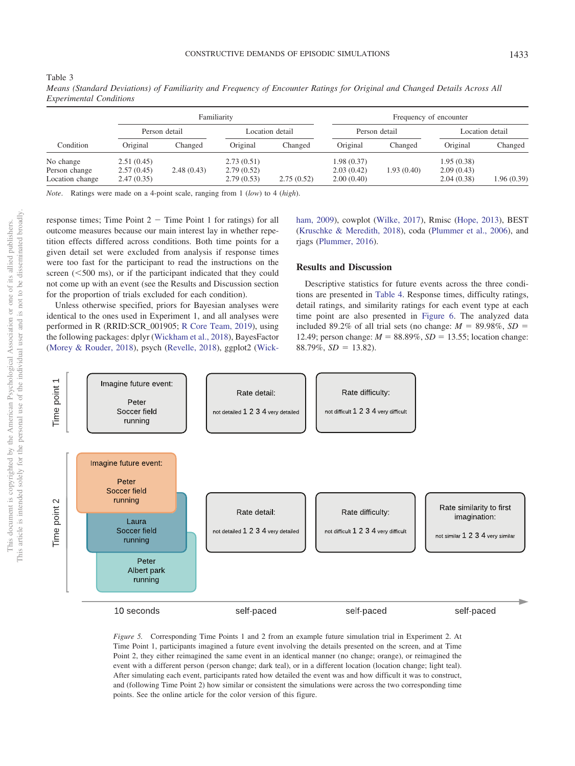Table 3
*Means (Standard Deviations) of Familiarity and Frequency of Encounter Ratings for Original and Changed Details Across All Experimental Conditions*

| | Familiarity | | | | Frequency of encounter | | | |
|---|---|---|---|---|---|---|---|---|
| | Person detail | | Location detail | | Person detail | | Location detail | |
| Condition | Original | Changed | Original | Changed | Original | Changed | Original | Changed |
| No change | 2.51 (0.45) | | 2.73 (0.51) | | 1.98 (0.37) | | 1.95 (0.38) | |
| Person change | 2.57 (0.45) | 2.48 (0.43) | 2.79 (0.52) | | 2.03 (0.42) | 1.93 (0.40) | 2.09 (0.43) | |
| Location change | 2.47 (0.35) | | 2.79 (0.53) | 2.75 (0.52) | 2.00 (0.40) | | 2.04 (0.38) | 1.96 (0.39) |

*Note*. Ratings were made on a 4-point scale, ranging from 1 (*low*) to 4 (*high*).

response times; Time Point 2 − Time Point 1 for ratings) for all outcome measures because our main interest lay in whether repetition effects differed across conditions. Both time points for a given detail set were excluded from analysis if response times were too fast for the participant to read the instructions on the screen (<500 ms), or if the participant indicated that they could not come up with an event (see the Results and Discussion section for the proportion of trials excluded for each condition).

Unless otherwise specified, priors for Bayesian analyses were identical to the ones used in Experiment 1, and all analyses were performed in R (RRID:SCR_001905; R Core Team, 2019), using the following packages: dplyr (Wickham et al., 2018), BayesFactor (Morey & Rouder, 2018), psych (Revelle, 2018), ggplot2 (Wickham, 2009), cowplot (Wilke, 2017), Rmisc (Hope, 2013), BEST (Kruschke & Meredith, 2018), coda (Plummer et al., 2006), and rjags (Plummer, 2016).

## Results and Discussion

Descriptive statistics for future events across the three conditions are presented in Table 4. Response times, difficulty ratings, detail ratings, and similarity ratings for each event type at each time point are also presented in Figure 6. The analyzed data included 89.2% of all trial sets (no change: $M$ = 89.98%, $SD$ = 12.49; person change: $M$ = 88.89%, $SD$ = 13.55; location change: 88.79%, $SD$ = 13.82).

*Figure 5*. Corresponding Time Points 1 and 2 from an example future simulation trial in Experiment 2. At Time Point 1, participants imagined a future event involving the details presented on the screen, and at Time Point 2, they either reimagined the same event in an identical manner (no change; orange), or reimagined the event with a different person (person change; dark teal), or in a different location (location change; light teal). After simulating each event, participants rated how detailed the event was and how difficult it was to construct, and (following Time Point 2) how similar or consistent the simulations were across the two corresponding time points. See the online article for the color version of this figure.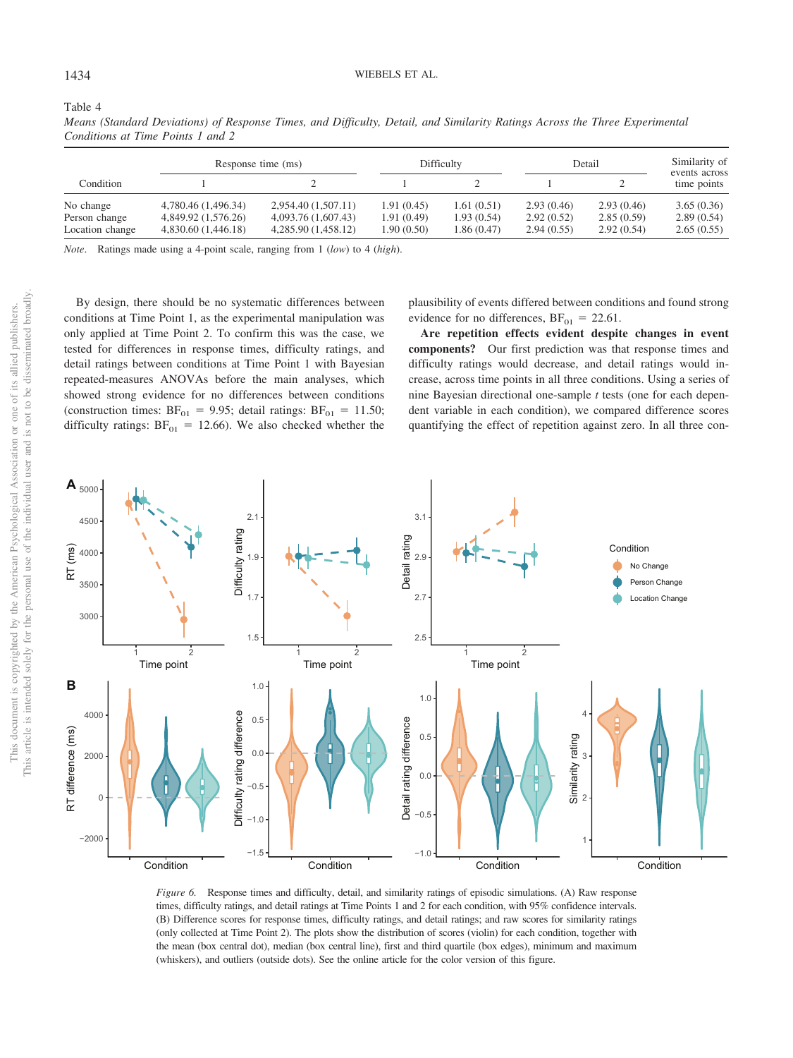Table 4
*Means (Standard Deviations) of Response Times, and Difficulty, Detail, and Similarity Ratings Across the Three Experimental Conditions at Time Points 1 and 2*

| Condition | Response time (ms) | | Difficulty | | Detail | | Similarity of events across time points |
|---|---|---|---|---|---|---|---|
| | 1 | 2 | 1 | 2 | 1 | 2 | |
| No change | 4,780.46 (1,496.34) | 2,954.40 (1,507.11) | 1.91 (0.45) | 1.61 (0.51) | 2.93 (0.46) | 2.93 (0.46) | 3.65 (0.36) |
| Person change | 4,849.92 (1,576.26) | 4,093.76 (1,607.43) | 1.91 (0.49) | 1.93 (0.54) | 2.92 (0.52) | 2.85 (0.59) | 2.89 (0.54) |
| Location change | 4,830.60 (1,446.18) | 4,285.90 (1,458.12) | 1.90 (0.50) | 1.86 (0.47) | 2.94 (0.55) | 2.92 (0.54) | 2.65 (0.55) |

*Note*. Ratings made using a 4-point scale, ranging from 1 (*low*) to 4 (*high*).

By design, there should be no systematic differences between conditions at Time Point 1, as the experimental manipulation was only applied at Time Point 2. To confirm this was the case, we tested for differences in response times, difficulty ratings, and detail ratings between conditions at Time Point 1 with Bayesian repeated-measures ANOVAs before the main analyses, which showed strong evidence for no differences between conditions (construction times: $BF_{01} = 9.95$; detail ratings: $BF_{01} = 11.50$; difficulty ratings: $BF_{01} = 12.66$). We also checked whether the plausibility of events differed between conditions and found strong evidence for no differences, $BF_{01} = 22.61$.

**Are repetition effects evident despite changes in event components?** Our first prediction was that response times and difficulty ratings would decrease, and detail ratings would increase, across time points in all three conditions. Using a series of nine Bayesian directional one-sample *t* tests (one for each dependent variable in each condition), we compared difference scores quantifying the effect of repetition against zero. In all three con-

*Figure 6.* Response times and difficulty, detail, and similarity ratings of episodic simulations. (A) Raw response times, difficulty ratings, and detail ratings at Time Points 1 and 2 for each condition, with 95% confidence intervals. (B) Difference scores for response times, difficulty ratings, and detail ratings; and raw scores for similarity ratings (only collected at Time Point 2). The plots show the distribution of scores (violin) for each condition, together with the mean (box central dot), median (box central line), first and third quartile (box edges), minimum and maximum (whiskers), and outliers (outside dots). See the online article for the color version of this figure.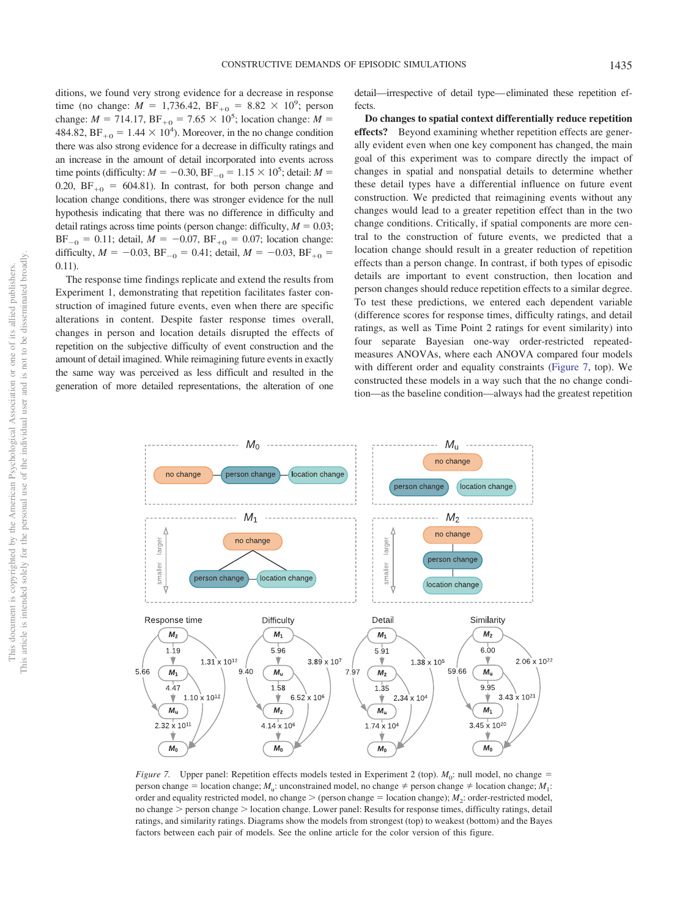ditions, we found very strong evidence for a decrease in response time (no change: $M$ = 1,736.42, $BF_{+0}$ = 8.82 × $10^9$; person change: $M$ = 714.17, $BF_{+0}$ = 7.65 × $10^5$; location change: $M$ = 484.82, $BF_{+0}$ = 1.44 × $10^4$). Moreover, in the no change condition there was also strong evidence for a decrease in difficulty ratings and an increase in the amount of detail incorporated into events across time points (difficulty: $M$ = −0.30, $BF_{-0}$ = 1.15 × $10^5$; detail: $M$ = 0.20, $BF_{+0}$ = 604.81). In contrast, for both person change and location change conditions, there was stronger evidence for the null hypothesis indicating that there was no difference in difficulty and detail ratings across time points (person change: difficulty, $M$ = 0.03; $BF_{-0}$ = 0.11; detail, $M$ = −0.07, $BF_{+0}$ = 0.07; location change: difficulty, $M$ = −0.03, $BF_{-0}$ = 0.41; detail, $M$ = −0.03, $BF_{+0}$ = 0.11).

The response time findings replicate and extend the results from Experiment 1, demonstrating that repetition facilitates faster construction of imagined future events, even when there are specific alterations in content. Despite faster response times overall, changes in person and location details disrupted the effects of repetition on the subjective difficulty of event construction and the amount of detail imagined. While reimagining future events in exactly the same way was perceived as less difficult and resulted in the generation of more detailed representations, the alteration of one detail—irrespective of detail type—eliminated these repetition effects.

**Do changes to spatial context differentially reduce repetition effects?** Beyond examining whether repetition effects are generally evident even when one key component has changed, the main goal of this experiment was to compare directly the impact of changes in spatial and nonspatial details to determine whether these detail types have a differential influence on future event construction. We predicted that reimagining events without any changes would lead to a greater repetition effect than in the two change conditions. Critically, if spatial components are more central to the construction of future events, we predicted that a location change should result in a greater reduction of repetition effects than a person change. In contrast, if both types of episodic details are important to event construction, then location and person changes should reduce repetition effects to a similar degree. To test these predictions, we entered each dependent variable (difference scores for response times, difficulty ratings, and detail ratings, as well as Time Point 2 ratings for event similarity) into four separate Bayesian one-way order-restricted repeated-measures ANOVAs, where each ANOVA compared four models with different order and equality constraints (Figure 7, top). We constructed these models in a way such that the no change condition—as the baseline condition—always had the greatest repetition

*Figure 7.* Upper panel: Repetition effects models tested in Experiment 2 (top). $M_0$: null model, no change = person change = location change; $M_u$: unconstrained model, no change ≠ person change ≠ location change; $M_1$: order and equality restricted model, no change > (person change = location change); $M_2$: order-restricted model, no change > person change > location change. Lower panel: Results for response times, difficulty ratings, detail ratings, and similarity ratings. Diagrams show the models from strongest (top) to weakest (bottom) and the Bayes factors between each pair of models. See the online article for the color version of this figure.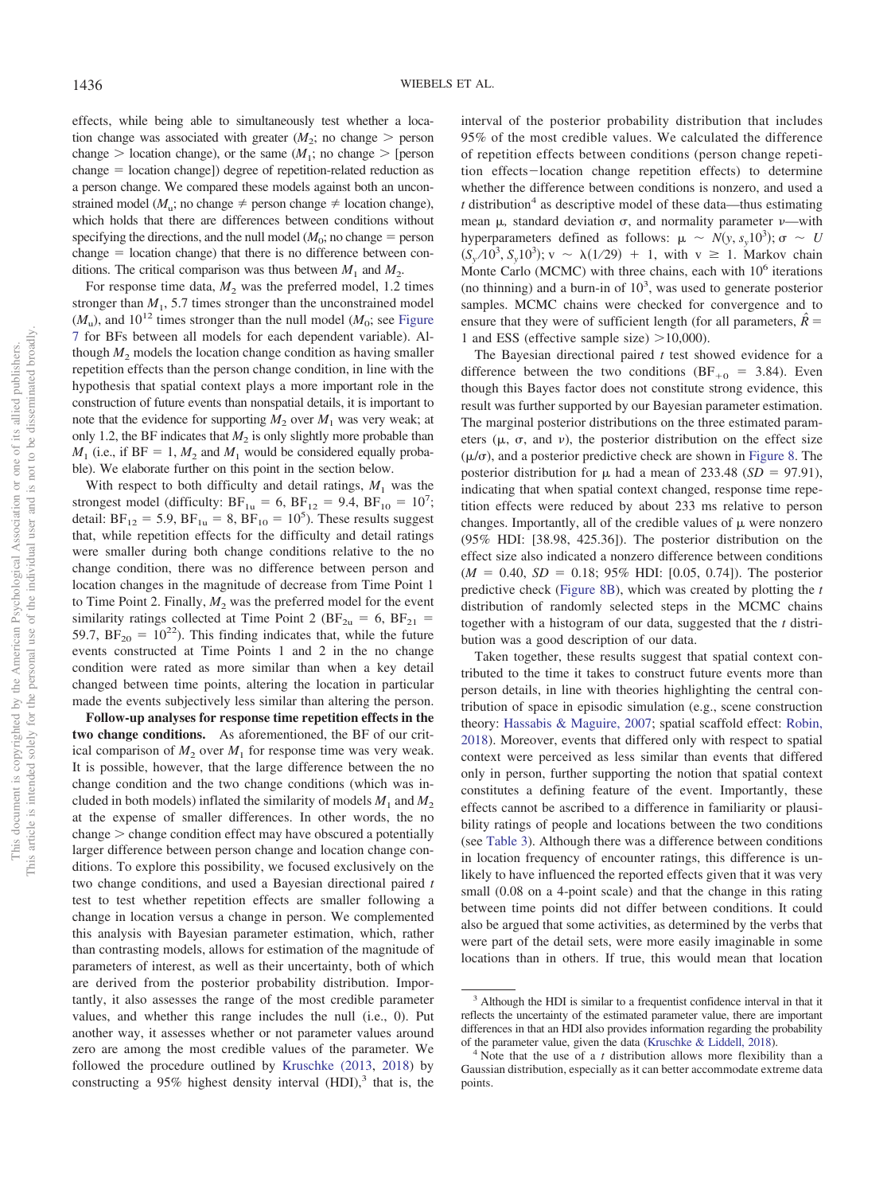effects, while being able to simultaneously test whether a location change was associated with greater ($M_2$; no change > person change > location change), or the same ($M_1$; no change > [person change = location change]) degree of repetition-related reduction as a person change. We compared these models against both an unconstrained model ($M_u$; no change ≠ person change ≠ location change), which holds that there are differences between conditions without specifying the directions, and the null model ($M_0$; no change = person change = location change) that there is no difference between conditions. The critical comparison was thus between $M_1$ and $M_2$.

For response time data, $M_2$ was the preferred model, 1.2 times stronger than $M_1$, 5.7 times stronger than the unconstrained model ($M_u$), and $10^{12}$ times stronger than the null model ($M_0$; see Figure 7 for BFs between all models for each dependent variable). Although $M_2$ models the location change condition as having smaller repetition effects than the person change condition, in line with the hypothesis that spatial context plays a more important role in the construction of future events than nonspatial details, it is important to note that the evidence for supporting $M_2$ over $M_1$ was very weak; at only 1.2, the BF indicates that $M_2$ is only slightly more probable than $M_1$ (i.e., if BF = 1, $M_2$ and $M_1$ would be considered equally probable). We elaborate further on this point in the section below.

With respect to both difficulty and detail ratings, $M_1$ was the strongest model (difficulty: $BF_{1u}$ = 6, $BF_{12}$ = 9.4, $BF_{10}$ = $10^7$; detail: $BF_{12}$ = 5.9, $BF_{1u}$ = 8, $BF_{10}$ = $10^5$). These results suggest that, while repetition effects for the difficulty and detail ratings were smaller during both change conditions relative to the no change condition, there was no difference between person and location changes in the magnitude of decrease from Time Point 1 to Time Point 2. Finally, $M_2$ was the preferred model for the event similarity ratings collected at Time Point 2 ($BF_{2u}$ = 6, $BF_{21}$ = 59.7, $BF_{20}$ = $10^{22}$). This finding indicates that, while the future events constructed at Time Points 1 and 2 in the no change condition were rated as more similar than when a key detail changed between time points, altering the location in particular made the events subjectively less similar than altering the person.

**Follow-up analyses for response time repetition effects in the two change conditions.** As aforementioned, the BF of our critical comparison of $M_2$ over $M_1$ for response time was very weak. It is possible, however, that the large difference between the no change condition and the two change conditions (which was included in both models) inflated the similarity of models $M_1$ and $M_2$ at the expense of smaller differences. In other words, the no change > change condition effect may have obscured a potentially larger difference between person change and location change conditions. To explore this possibility, we focused exclusively on the two change conditions, and used a Bayesian directional paired *t* test to test whether repetition effects are smaller following a change in location versus a change in person. We complemented this analysis with Bayesian parameter estimation, which, rather than contrasting models, allows for estimation of the magnitude of parameters of interest, as well as their uncertainty, both of which are derived from the posterior probability distribution. Importantly, it also assesses the range of the most credible parameter values, and whether this range includes the null (i.e., 0). Put another way, it assesses whether or not parameter values around zero are among the most credible values of the parameter. We followed the procedure outlined by Kruschke (2013, 2018) by constructing a 95% highest density interval (HDI),[3] that is, the interval of the posterior probability distribution that includes 95% of the most credible values. We calculated the difference of repetition effects between conditions (person change repetition effects−location change repetition effects) to determine whether the difference between conditions is nonzero, and used a *t* distribution[4] as descriptive model of these data—thus estimating mean $\mu$, standard deviation $\sigma$, and normality parameter $\nu$—with hyperparameters defined as follows: $\mu \sim N(y, s_y 10^3)$; $\sigma \sim U(S_y/10^3, S_y 10^3)$; $\nu \sim \lambda(1/29) + 1$, with $\nu \geq 1$. Markov chain Monte Carlo (MCMC) with three chains, each with $10^6$ iterations (no thinning) and a burn-in of $10^3$, was used to generate posterior samples. MCMC chains were checked for convergence and to ensure that they were of sufficient length (for all parameters, $\hat{R}$ = 1 and ESS (effective sample size) >10,000).

The Bayesian directional paired *t* test showed evidence for a difference between the two conditions ($BF_{+0}$ = 3.84). Even though this Bayes factor does not constitute strong evidence, this result was further supported by our Bayesian parameter estimation. The marginal posterior distributions on the three estimated parameters ($\mu$, $\sigma$, and $\nu$), the posterior distribution on the effect size ($\mu/\sigma$), and a posterior predictive check are shown in Figure 8. The posterior distribution for $\mu$ had a mean of 233.48 (*SD* = 97.91), indicating that when spatial context changed, response time repetition effects were reduced by about 233 ms relative to person changes. Importantly, all of the credible values of $\mu$ were nonzero (95% HDI: [38.98, 425.36]). The posterior distribution on the effect size also indicated a nonzero difference between conditions (*M* = 0.40, *SD* = 0.18; 95% HDI: [0.05, 0.74]). The posterior predictive check (Figure 8B), which was created by plotting the *t* distribution of randomly selected steps in the MCMC chains together with a histogram of our data, suggested that the *t* distribution was a good description of our data.

Taken together, these results suggest that spatial context contributed to the time it takes to construct future events more than person details, in line with theories highlighting the central contribution of space in episodic simulation (e.g., scene construction theory: Hassabis & Maguire, 2007; spatial scaffold effect: Robin, 2018). Moreover, events that differed only with respect to spatial context were perceived as less similar than events that differed only in person, further supporting the notion that spatial context constitutes a defining feature of the event. Importantly, these effects cannot be ascribed to a difference in familiarity or plausibility ratings of people and locations between the two conditions (see Table 3). Although there was a difference between conditions in location frequency of encounter ratings, this difference is unlikely to have influenced the reported effects given that it was very small (0.08 on a 4-point scale) and that the change in this rating between time points did not differ between conditions. It could also be argued that some activities, as determined by the verbs that were part of the detail sets, were more easily imaginable in some locations than in others. If true, this would mean that location

[3] Although the HDI is similar to a frequentist confidence interval in that it reflects the uncertainty of the estimated parameter value, there are important differences in that an HDI also provides information regarding the probability of the parameter value, given the data (Kruschke & Liddell, 2018).

[4] Note that the use of a *t* distribution allows more flexibility than a Gaussian distribution, especially as it can better accommodate extreme data points.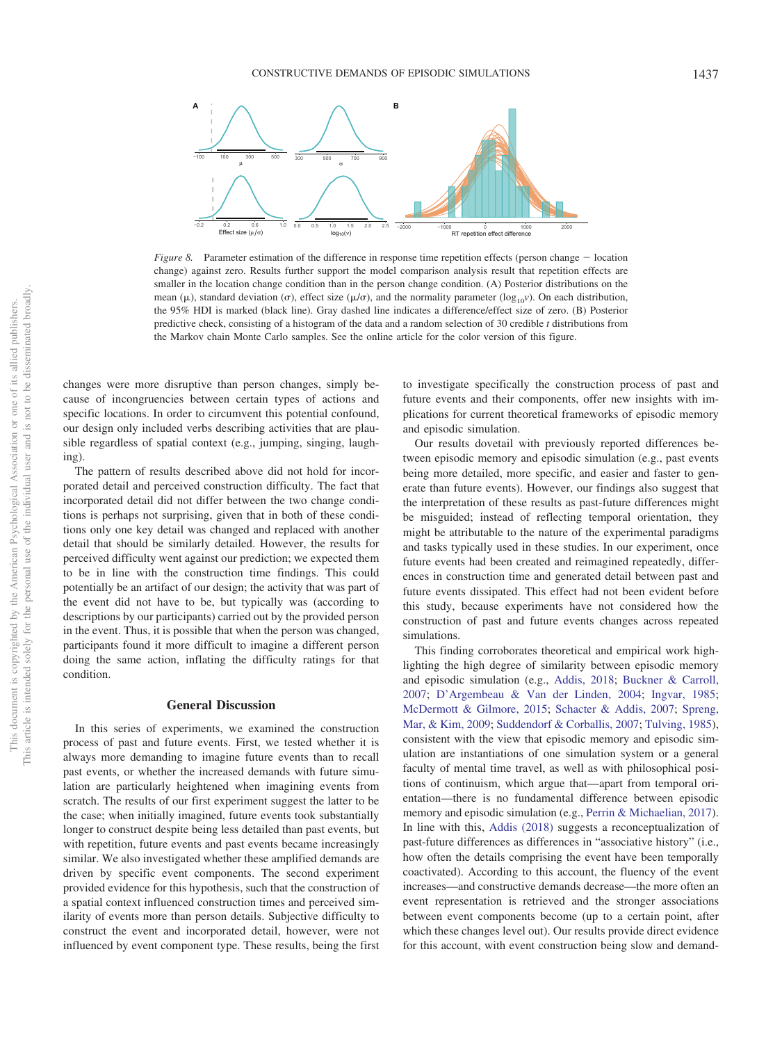*Figure 8.* Parameter estimation of the difference in response time repetition effects (person change − location change) against zero. Results further support the model comparison analysis result that repetition effects are smaller in the location change condition than in the person change condition. (A) Posterior distributions on the mean (μ), standard deviation (σ), effect size (μ/σ), and the normality parameter ($\log_{10}\nu$). On each distribution, the 95% HDI is marked (black line). Gray dashed line indicates a difference/effect size of zero. (B) Posterior predictive check, consisting of a histogram of the data and a random selection of 30 credible *t* distributions from the Markov chain Monte Carlo samples. See the online article for the color version of this figure.

changes were more disruptive than person changes, simply because of incongruencies between certain types of actions and specific locations. In order to circumvent this potential confound, our design only included verbs describing activities that are plausible regardless of spatial context (e.g., jumping, singing, laughing).

The pattern of results described above did not hold for incorporated detail and perceived construction difficulty. The fact that incorporated detail did not differ between the two change conditions is perhaps not surprising, given that in both of these conditions only one key detail was changed and replaced with another detail that should be similarly detailed. However, the results for perceived difficulty went against our prediction; we expected them to be in line with the construction time findings. This could potentially be an artifact of our design; the activity that was part of the event did not have to be, but typically was (according to descriptions by our participants) carried out by the provided person in the event. Thus, it is possible that when the person was changed, participants found it more difficult to imagine a different person doing the same action, inflating the difficulty ratings for that condition.

## General Discussion

In this series of experiments, we examined the construction process of past and future events. First, we tested whether it is always more demanding to imagine future events than to recall past events, or whether the increased demands with future simulation are particularly heightened when imagining events from scratch. The results of our first experiment suggest the latter to be the case; when initially imagined, future events took substantially longer to construct despite being less detailed than past events, but with repetition, future events and past events became increasingly similar. We also investigated whether these amplified demands are driven by specific event components. The second experiment provided evidence for this hypothesis, such that the construction of a spatial context influenced construction times and perceived similarity of events more than person details. Subjective difficulty to construct the event and incorporated detail, however, were not influenced by event component type. These results, being the first to investigate specifically the construction process of past and future events and their components, offer new insights with implications for current theoretical frameworks of episodic memory and episodic simulation.

Our results dovetail with previously reported differences between episodic memory and episodic simulation (e.g., past events being more detailed, more specific, and easier and faster to generate than future events). However, our findings also suggest that the interpretation of these results as past-future differences might be misguided; instead of reflecting temporal orientation, they might be attributable to the nature of the experimental paradigms and tasks typically used in these studies. In our experiment, once future events had been created and reimagined repeatedly, differences in construction time and generated detail between past and future events dissipated. This effect had not been evident before this study, because experiments have not considered how the construction of past and future events changes across repeated simulations.

This finding corroborates theoretical and empirical work highlighting the high degree of similarity between episodic memory and episodic simulation (e.g., Addis, 2018; Buckner & Carroll, 2007; D'Argembeau & Van der Linden, 2004; Ingvar, 1985; McDermott & Gilmore, 2015; Schacter & Addis, 2007; Spreng, Mar, & Kim, 2009; Suddendorf & Corballis, 2007; Tulving, 1985), consistent with the view that episodic memory and episodic simulation are instantiations of one simulation system or a general faculty of mental time travel, as well as with philosophical positions of continuism, which argue that—apart from temporal orientation—there is no fundamental difference between episodic memory and episodic simulation (e.g., Perrin & Michaelian, 2017). In line with this, Addis (2018) suggests a reconceptualization of past-future differences as differences in "associative history" (i.e., how often the details comprising the event have been temporally coactivated). According to this account, the fluency of the event increases—and constructive demands decrease—the more often an event representation is retrieved and the stronger associations between event components become (up to a certain point, after which these changes level out). Our results provide direct evidence for this account, with event construction being slow and demand-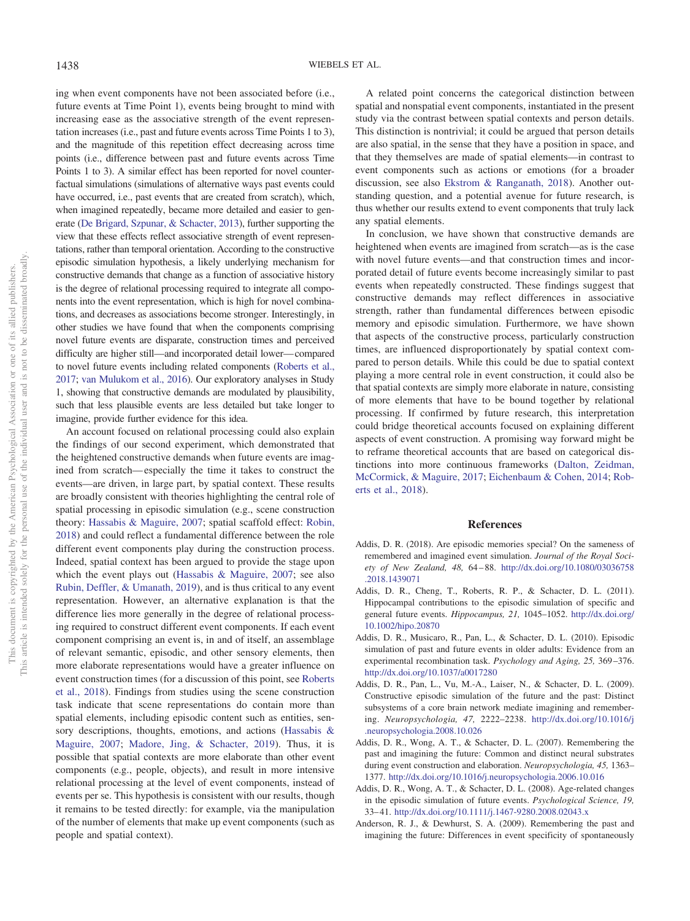ing when event components have not been associated before (i.e., future events at Time Point 1), events being brought to mind with increasing ease as the associative strength of the event representation increases (i.e., past and future events across Time Points 1 to 3), and the magnitude of this repetition effect decreasing across time points (i.e., difference between past and future events across Time Points 1 to 3). A similar effect has been reported for novel counterfactual simulations (simulations of alternative ways past events could have occurred, i.e., past events that are created from scratch), which, when imagined repeatedly, became more detailed and easier to generate (De Brigard, Szpunar, & Schacter, 2013), further supporting the view that these effects reflect associative strength of event representations, rather than temporal orientation. According to the constructive episodic simulation hypothesis, a likely underlying mechanism for constructive demands that change as a function of associative history is the degree of relational processing required to integrate all components into the event representation, which is high for novel combinations, and decreases as associations become stronger. Interestingly, in other studies we have found that when the components comprising novel future events are disparate, construction times and perceived difficulty are higher still—and incorporated detail lower—compared to novel future events including related components (Roberts et al., 2017; van Mulukom et al., 2016). Our exploratory analyses in Study 1, showing that constructive demands are modulated by plausibility, such that less plausible events are less detailed but take longer to imagine, provide further evidence for this idea.

An account focused on relational processing could also explain the findings of our second experiment, which demonstrated that the heightened constructive demands when future events are imagined from scratch—especially the time it takes to construct the events—are driven, in large part, by spatial context. These results are broadly consistent with theories highlighting the central role of spatial processing in episodic simulation (e.g., scene construction theory: Hassabis & Maguire, 2007; spatial scaffold effect: Robin, 2018) and could reflect a fundamental difference between the role different event components play during the construction process. Indeed, spatial context has been argued to provide the stage upon which the event plays out (Hassabis & Maguire, 2007; see also Rubin, Deffler, & Umanath, 2019), and is thus critical to any event representation. However, an alternative explanation is that the difference lies more generally in the degree of relational processing required to construct different event components. If each event component comprising an event is, in and of itself, an assemblage of relevant semantic, episodic, and other sensory elements, then more elaborate representations would have a greater influence on event construction times (for a discussion of this point, see Roberts et al., 2018). Findings from studies using the scene construction task indicate that scene representations do contain more than spatial elements, including episodic content such as entities, sensory descriptions, thoughts, emotions, and actions (Hassabis & Maguire, 2007; Madore, Jing, & Schacter, 2019). Thus, it is possible that spatial contexts are more elaborate than other event components (e.g., people, objects), and result in more intensive relational processing at the level of event components, instead of events per se. This hypothesis is consistent with our results, though it remains to be tested directly: for example, via the manipulation of the number of elements that make up event components (such as people and spatial context).

A related point concerns the categorical distinction between spatial and nonspatial event components, instantiated in the present study via the contrast between spatial contexts and person details. This distinction is nontrivial; it could be argued that person details are also spatial, in the sense that they have a position in space, and that they themselves are made of spatial elements—in contrast to event components such as actions or emotions (for a broader discussion, see also Ekstrom & Ranganath, 2018). Another outstanding question, and a potential avenue for future research, is thus whether our results extend to event components that truly lack any spatial elements.

In conclusion, we have shown that constructive demands are heightened when events are imagined from scratch—as is the case with novel future events—and that construction times and incorporated detail of future events become increasingly similar to past events when repeatedly constructed. These findings suggest that constructive demands may reflect differences in associative strength, rather than fundamental differences between episodic memory and episodic simulation. Furthermore, we have shown that aspects of the constructive process, particularly construction times, are influenced disproportionately by spatial context compared to person details. While this could be due to spatial context playing a more central role in event construction, it could also be that spatial contexts are simply more elaborate in nature, consisting of more elements that have to be bound together by relational processing. If confirmed by future research, this interpretation could bridge theoretical accounts focused on explaining different aspects of event construction. A promising way forward might be to reframe theoretical accounts that are based on categorical distinctions into more continuous frameworks (Dalton, Zeidman, McCormick, & Maguire, 2017; Eichenbaum & Cohen, 2014; Roberts et al., 2018).

## References

Addis, D. R. (2018). Are episodic memories special? On the sameness of remembered and imagined event simulation. *Journal of the Royal Society of New Zealand, 48,* 64–88. http://dx.doi.org/10.1080/03036758.2018.1439071

Addis, D. R., Cheng, T., Roberts, R. P., & Schacter, D. L. (2011). Hippocampal contributions to the episodic simulation of specific and general future events. *Hippocampus, 21,* 1045–1052. http://dx.doi.org/10.1002/hipo.20870

Addis, D. R., Musicaro, R., Pan, L., & Schacter, D. L. (2010). Episodic simulation of past and future events in older adults: Evidence from an experimental recombination task. *Psychology and Aging, 25,* 369–376. http://dx.doi.org/10.1037/a0017280

Addis, D. R., Pan, L., Vu, M.-A., Laiser, N., & Schacter, D. L. (2009). Constructive episodic simulation of the future and the past: Distinct subsystems of a core brain network mediate imagining and remembering. *Neuropsychologia, 47,* 2222–2238. http://dx.doi.org/10.1016/j.neuropsychologia.2008.10.026

Addis, D. R., Wong, A. T., & Schacter, D. L. (2007). Remembering the past and imagining the future: Common and distinct neural substrates during event construction and elaboration. *Neuropsychologia, 45,* 1363–1377. http://dx.doi.org/10.1016/j.neuropsychologia.2006.10.016

Addis, D. R., Wong, A. T., & Schacter, D. L. (2008). Age-related changes in the episodic simulation of future events. *Psychological Science, 19,* 33–41. http://dx.doi.org/10.1111/j.1467-9280.2008.02043.x

Anderson, R. J., & Dewhurst, S. A. (2009). Remembering the past and imagining the future: Differences in event specificity of spontaneously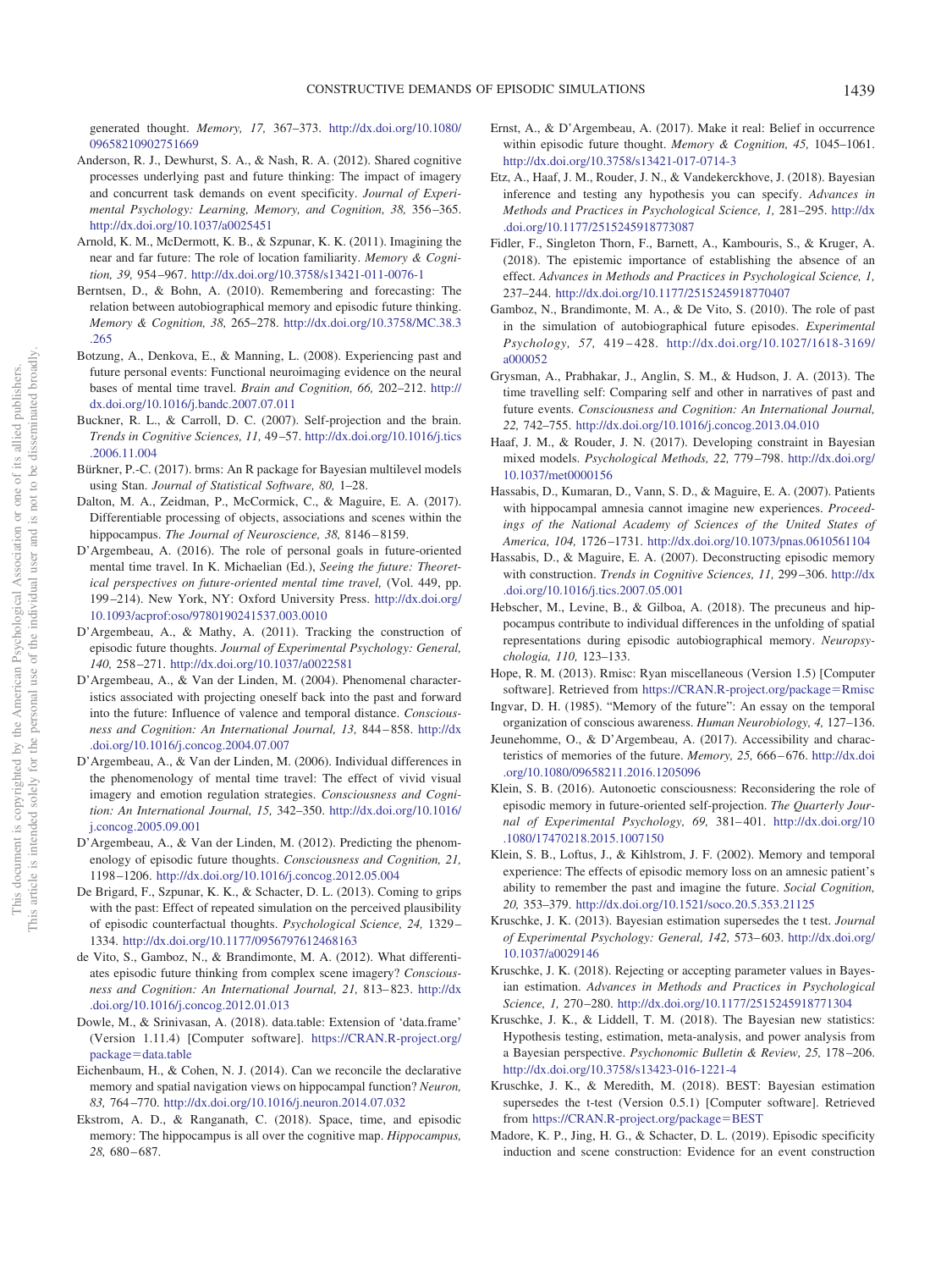generated thought. *Memory, 17,* 367–373. http://dx.doi.org/10.1080/09658210902751669

Anderson, R. J., Dewhurst, S. A., & Nash, R. A. (2012). Shared cognitive processes underlying past and future thinking: The impact of imagery and concurrent task demands on event specificity. *Journal of Experimental Psychology: Learning, Memory, and Cognition, 38,* 356–365. http://dx.doi.org/10.1037/a0025451

Arnold, K. M., McDermott, K. B., & Szpunar, K. K. (2011). Imagining the near and far future: The role of location familiarity. *Memory & Cognition, 39,* 954–967. http://dx.doi.org/10.3758/s13421-011-0076-1

Berntsen, D., & Bohn, A. (2010). Remembering and forecasting: The relation between autobiographical memory and episodic future thinking. *Memory & Cognition, 38,* 265–278. http://dx.doi.org/10.3758/MC.38.3.265

Botzung, A., Denkova, E., & Manning, L. (2008). Experiencing past and future personal events: Functional neuroimaging evidence on the neural bases of mental time travel. *Brain and Cognition, 66,* 202–212. http://dx.doi.org/10.1016/j.bandc.2007.07.011

Buckner, R. L., & Carroll, D. C. (2007). Self-projection and the brain. *Trends in Cognitive Sciences, 11,* 49–57. http://dx.doi.org/10.1016/j.tics.2006.11.004

Bürkner, P.-C. (2017). brms: An R package for Bayesian multilevel models using Stan. *Journal of Statistical Software, 80,* 1–28.

Dalton, M. A., Zeidman, P., McCormick, C., & Maguire, E. A. (2017). Differentiable processing of objects, associations and scenes within the hippocampus. *The Journal of Neuroscience, 38,* 8146–8159.

D'Argembeau, A. (2016). The role of personal goals in future-oriented mental time travel. In K. Michaelian (Ed.), *Seeing the future: Theoretical perspectives on future-oriented mental time travel,* (Vol. 449, pp. 199–214). New York, NY: Oxford University Press. http://dx.doi.org/10.1093/acprof:oso/9780190241537.003.0010

D'Argembeau, A., & Mathy, A. (2011). Tracking the construction of episodic future thoughts. *Journal of Experimental Psychology: General, 140,* 258–271. http://dx.doi.org/10.1037/a0022581

D'Argembeau, A., & Van der Linden, M. (2004). Phenomenal characteristics associated with projecting oneself back into the past and forward into the future: Influence of valence and temporal distance. *Consciousness and Cognition: An International Journal, 13,* 844–858. http://dx.doi.org/10.1016/j.concog.2004.07.007

D'Argembeau, A., & Van der Linden, M. (2006). Individual differences in the phenomenology of mental time travel: The effect of vivid visual imagery and emotion regulation strategies. *Consciousness and Cognition: An International Journal, 15,* 342–350. http://dx.doi.org/10.1016/j.concog.2005.09.001

D'Argembeau, A., & Van der Linden, M. (2012). Predicting the phenomenology of episodic future thoughts. *Consciousness and Cognition, 21,* 1198–1206. http://dx.doi.org/10.1016/j.concog.2012.05.004

De Brigard, F., Szpunar, K. K., & Schacter, D. L. (2013). Coming to grips with the past: Effect of repeated simulation on the perceived plausibility of episodic counterfactual thoughts. *Psychological Science, 24,* 1329–1334. http://dx.doi.org/10.1177/0956797612468163

de Vito, S., Gamboz, N., & Brandimonte, M. A. (2012). What differentiates episodic future thinking from complex scene imagery? *Consciousness and Cognition: An International Journal, 21,* 813–823. http://dx.doi.org/10.1016/j.concog.2012.01.013

Dowle, M., & Srinivasan, A. (2018). data.table: Extension of 'data.frame' (Version 1.11.4) [Computer software]. https://CRAN.R-project.org/package=data.table

Eichenbaum, H., & Cohen, N. J. (2014). Can we reconcile the declarative memory and spatial navigation views on hippocampal function? *Neuron, 83,* 764–770. http://dx.doi.org/10.1016/j.neuron.2014.07.032

Ekstrom, A. D., & Ranganath, C. (2018). Space, time, and episodic memory: The hippocampus is all over the cognitive map. *Hippocampus, 28,* 680–687.

Ernst, A., & D'Argembeau, A. (2017). Make it real: Belief in occurrence within episodic future thought. *Memory & Cognition, 45,* 1045–1061. http://dx.doi.org/10.3758/s13421-017-0714-3

Etz, A., Haaf, J. M., Rouder, J. N., & Vandekerckhove, J. (2018). Bayesian inference and testing any hypothesis you can specify. *Advances in Methods and Practices in Psychological Science, 1,* 281–295. http://dx.doi.org/10.1177/2515245918773087

Fidler, F., Singleton Thorn, F., Barnett, A., Kambouris, S., & Kruger, A. (2018). The epistemic importance of establishing the absence of an effect. *Advances in Methods and Practices in Psychological Science, 1,* 237–244. http://dx.doi.org/10.1177/2515245918770407

Gamboz, N., Brandimonte, M. A., & De Vito, S. (2010). The role of past in the simulation of autobiographical future episodes. *Experimental Psychology, 57,* 419–428. http://dx.doi.org/10.1027/1618-3169/a000052

Grysman, A., Prabhakar, J., Anglin, S. M., & Hudson, J. A. (2013). The time travelling self: Comparing self and other in narratives of past and future events. *Consciousness and Cognition: An International Journal, 22,* 742–755. http://dx.doi.org/10.1016/j.concog.2013.04.010

Haaf, J. M., & Rouder, J. N. (2017). Developing constraint in Bayesian mixed models. *Psychological Methods, 22,* 779–798. http://dx.doi.org/10.1037/met0000156

Hassabis, D., Kumaran, D., Vann, S. D., & Maguire, E. A. (2007). Patients with hippocampal amnesia cannot imagine new experiences. *Proceedings of the National Academy of Sciences of the United States of America, 104,* 1726–1731. http://dx.doi.org/10.1073/pnas.0610561104

Hassabis, D., & Maguire, E. A. (2007). Deconstructing episodic memory with construction. *Trends in Cognitive Sciences, 11,* 299–306. http://dx.doi.org/10.1016/j.tics.2007.05.001

Hebscher, M., Levine, B., & Gilboa, A. (2018). The precuneus and hippocampus contribute to individual differences in the unfolding of spatial representations during episodic autobiographical memory. *Neuropsychologia, 110,* 123–133.

Hope, R. M. (2013). Rmisc: Ryan miscellaneous (Version 1.5) [Computer software]. Retrieved from https://CRAN.R-project.org/package=Rmisc

Ingvar, D. H. (1985). "Memory of the future": An essay on the temporal organization of conscious awareness. *Human Neurobiology, 4,* 127–136.

Jeunehomme, O., & D'Argembeau, A. (2017). Accessibility and characteristics of memories of the future. *Memory, 25,* 666–676. http://dx.doi.org/10.1080/09658211.2016.1205096

Klein, S. B. (2016). Autonoetic consciousness: Reconsidering the role of episodic memory in future-oriented self-projection. *The Quarterly Journal of Experimental Psychology, 69,* 381–401. http://dx.doi.org/10.1080/17470218.2015.1007150

Klein, S. B., Loftus, J., & Kihlstrom, J. F. (2002). Memory and temporal experience: The effects of episodic memory loss on an amnesic patient's ability to remember the past and imagine the future. *Social Cognition, 20,* 353–379. http://dx.doi.org/10.1521/soco.20.5.353.21125

Kruschke, J. K. (2013). Bayesian estimation supersedes the t test. *Journal of Experimental Psychology: General, 142,* 573–603. http://dx.doi.org/10.1037/a0029146

Kruschke, J. K. (2018). Rejecting or accepting parameter values in Bayesian estimation. *Advances in Methods and Practices in Psychological Science, 1,* 270–280. http://dx.doi.org/10.1177/2515245918771304

Kruschke, J. K., & Liddell, T. M. (2018). The Bayesian new statistics: Hypothesis testing, estimation, meta-analysis, and power analysis from a Bayesian perspective. *Psychonomic Bulletin & Review, 25,* 178–206. http://dx.doi.org/10.3758/s13423-016-1221-4

Kruschke, J. K., & Meredith, M. (2018). BEST: Bayesian estimation supersedes the t-test (Version 0.5.1) [Computer software]. Retrieved from https://CRAN.R-project.org/package=BEST

Madore, K. P., Jing, H. G., & Schacter, D. L. (2019). Episodic specificity induction and scene construction: Evidence for an event construction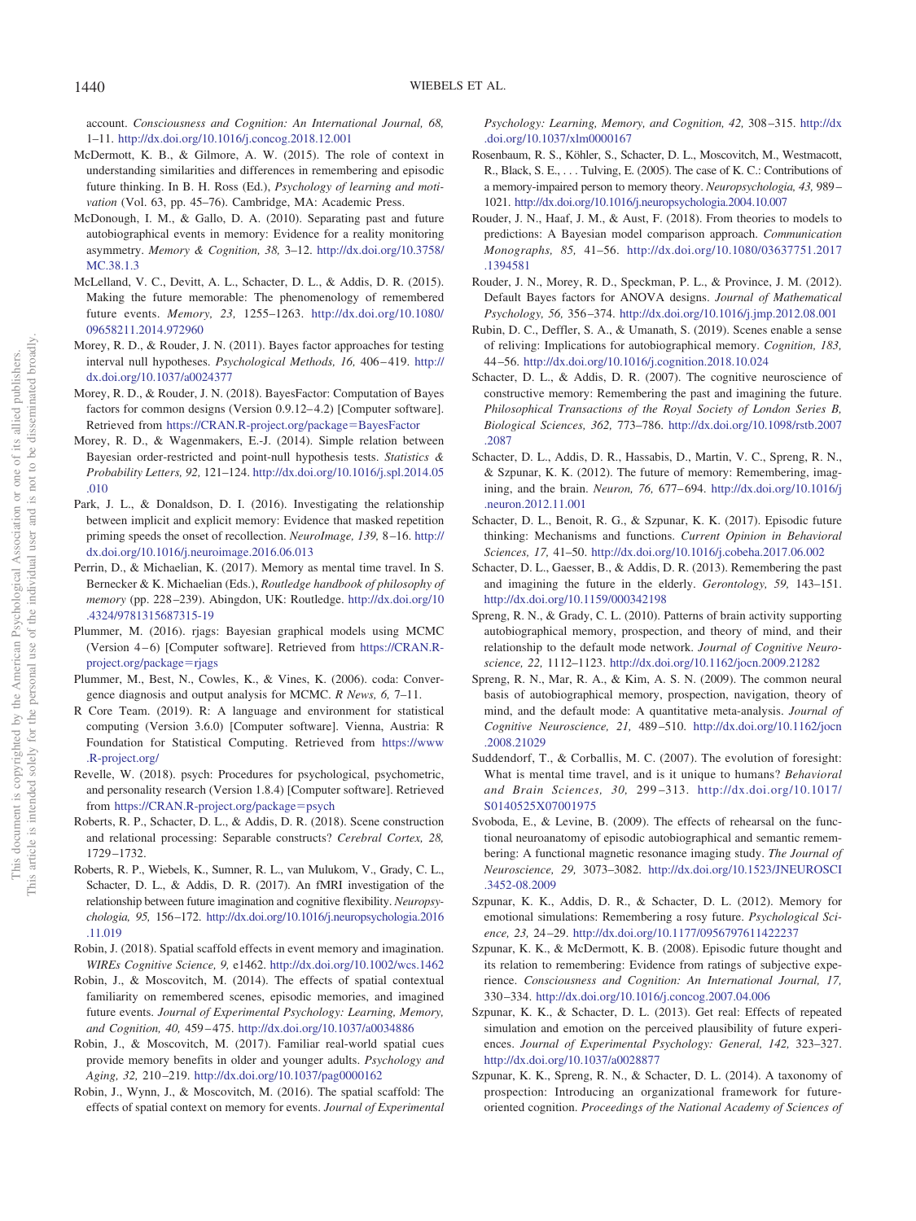account. *Consciousness and Cognition: An International Journal, 68,* 1–11. http://dx.doi.org/10.1016/j.concog.2018.12.001

McDermott, K. B., & Gilmore, A. W. (2015). The role of context in understanding similarities and differences in remembering and episodic future thinking. In B. H. Ross (Ed.), *Psychology of learning and motivation* (Vol. 63, pp. 45–76). Cambridge, MA: Academic Press.

McDonough, I. M., & Gallo, D. A. (2010). Separating past and future autobiographical events in memory: Evidence for a reality monitoring asymmetry. *Memory & Cognition, 38,* 3–12. http://dx.doi.org/10.3758/MC.38.1.3

McLelland, V. C., Devitt, A. L., Schacter, D. L., & Addis, D. R. (2015). Making the future memorable: The phenomenology of remembered future events. *Memory, 23,* 1255–1263. http://dx.doi.org/10.1080/09658211.2014.972960

Morey, R. D., & Rouder, J. N. (2011). Bayes factor approaches for testing interval null hypotheses. *Psychological Methods, 16,* 406–419. http://dx.doi.org/10.1037/a0024377

Morey, R. D., & Rouder, J. N. (2018). BayesFactor: Computation of Bayes factors for common designs (Version 0.9.12–4.2) [Computer software]. Retrieved from https://CRAN.R-project.org/package=BayesFactor

Morey, R. D., & Wagenmakers, E.-J. (2014). Simple relation between Bayesian order-restricted and point-null hypothesis tests. *Statistics & Probability Letters, 92,* 121–124. http://dx.doi.org/10.1016/j.spl.2014.05.010

Park, J. L., & Donaldson, D. I. (2016). Investigating the relationship between implicit and explicit memory: Evidence that masked repetition priming speeds the onset of recollection. *NeuroImage, 139,* 8–16. http://dx.doi.org/10.1016/j.neuroimage.2016.06.013

Perrin, D., & Michaelian, K. (2017). Memory as mental time travel. In S. Bernecker & K. Michaelian (Eds.), *Routledge handbook of philosophy of memory* (pp. 228–239). Abingdon, UK: Routledge. http://dx.doi.org/10.4324/9781315687315-19

Plummer, M. (2016). rjags: Bayesian graphical models using MCMC (Version 4–6) [Computer software]. Retrieved from https://CRAN.R-project.org/package=rjags

Plummer, M., Best, N., Cowles, K., & Vines, K. (2006). coda: Convergence diagnosis and output analysis for MCMC. *R News, 6,* 7–11.

R Core Team. (2019). R: A language and environment for statistical computing (Version 3.6.0) [Computer software]. Vienna, Austria: R Foundation for Statistical Computing. Retrieved from https://www.R-project.org/

Revelle, W. (2018). psych: Procedures for psychological, psychometric, and personality research (Version 1.8.4) [Computer software]. Retrieved from https://CRAN.R-project.org/package=psych

Roberts, R. P., Schacter, D. L., & Addis, D. R. (2018). Scene construction and relational processing: Separable constructs? *Cerebral Cortex, 28,* 1729–1732.

Roberts, R. P., Wiebels, K., Sumner, R. L., van Mulukom, V., Grady, C. L., Schacter, D. L., & Addis, D. R. (2017). An fMRI investigation of the relationship between future imagination and cognitive flexibility. *Neuropsychologia, 95,* 156–172. http://dx.doi.org/10.1016/j.neuropsychologia.2016.11.019

Robin, J. (2018). Spatial scaffold effects in event memory and imagination. *WIREs Cognitive Science, 9,* e1462. http://dx.doi.org/10.1002/wcs.1462

Robin, J., & Moscovitch, M. (2014). The effects of spatial contextual familiarity on remembered scenes, episodic memories, and imagined future events. *Journal of Experimental Psychology: Learning, Memory, and Cognition, 40,* 459–475. http://dx.doi.org/10.1037/a0034886

Robin, J., & Moscovitch, M. (2017). Familiar real-world spatial cues provide memory benefits in older and younger adults. *Psychology and Aging, 32,* 210–219. http://dx.doi.org/10.1037/pag0000162

Robin, J., Wynn, J., & Moscovitch, M. (2016). The spatial scaffold: The effects of spatial context on memory for events. *Journal of Experimental Psychology: Learning, Memory, and Cognition, 42,* 308–315. http://dx.doi.org/10.1037/xlm0000167

Rosenbaum, R. S., Köhler, S., Schacter, D. L., Moscovitch, M., Westmacott, R., Black, S. E., . . . Tulving, E. (2005). The case of K. C.: Contributions of a memory-impaired person to memory theory. *Neuropsychologia, 43,* 989–1021. http://dx.doi.org/10.1016/j.neuropsychologia.2004.10.007

Rouder, J. N., Haaf, J. M., & Aust, F. (2018). From theories to models to predictions: A Bayesian model comparison approach. *Communication Monographs, 85,* 41–56. http://dx.doi.org/10.1080/03637751.2017.1394581

Rouder, J. N., Morey, R. D., Speckman, P. L., & Province, J. M. (2012). Default Bayes factors for ANOVA designs. *Journal of Mathematical Psychology, 56,* 356–374. http://dx.doi.org/10.1016/j.jmp.2012.08.001

Rubin, D. C., Deffler, S. A., & Umanath, S. (2019). Scenes enable a sense of reliving: Implications for autobiographical memory. *Cognition, 183,* 44–56. http://dx.doi.org/10.1016/j.cognition.2018.10.024

Schacter, D. L., & Addis, D. R. (2007). The cognitive neuroscience of constructive memory: Remembering the past and imagining the future. *Philosophical Transactions of the Royal Society of London Series B, Biological Sciences, 362,* 773–786. http://dx.doi.org/10.1098/rstb.2007.2087

Schacter, D. L., Addis, D. R., Hassabis, D., Martin, V. C., Spreng, R. N., & Szpunar, K. K. (2012). The future of memory: Remembering, imagining, and the brain. *Neuron, 76,* 677–694. http://dx.doi.org/10.1016/j.neuron.2012.11.001

Schacter, D. L., Benoit, R. G., & Szpunar, K. K. (2017). Episodic future thinking: Mechanisms and functions. *Current Opinion in Behavioral Sciences, 17,* 41–50. http://dx.doi.org/10.1016/j.cobeha.2017.06.002

Schacter, D. L., Gaesser, B., & Addis, D. R. (2013). Remembering the past and imagining the future in the elderly. *Gerontology, 59,* 143–151. http://dx.doi.org/10.1159/000342198

Spreng, R. N., & Grady, C. L. (2010). Patterns of brain activity supporting autobiographical memory, prospection, and theory of mind, and their relationship to the default mode network. *Journal of Cognitive Neuroscience, 22,* 1112–1123. http://dx.doi.org/10.1162/jocn.2009.21282

Spreng, R. N., Mar, R. A., & Kim, A. S. N. (2009). The common neural basis of autobiographical memory, prospection, navigation, theory of mind, and the default mode: A quantitative meta-analysis. *Journal of Cognitive Neuroscience, 21,* 489–510. http://dx.doi.org/10.1162/jocn.2008.21029

Suddendorf, T., & Corballis, M. C. (2007). The evolution of foresight: What is mental time travel, and is it unique to humans? *Behavioral and Brain Sciences, 30,* 299–313. http://dx.doi.org/10.1017/S0140525X07001975

Svoboda, E., & Levine, B. (2009). The effects of rehearsal on the functional neuroanatomy of episodic autobiographical and semantic remembering: A functional magnetic resonance imaging study. *The Journal of Neuroscience, 29,* 3073–3082. http://dx.doi.org/10.1523/JNEUROSCI.3452-08.2009

Szpunar, K. K., Addis, D. R., & Schacter, D. L. (2012). Memory for emotional simulations: Remembering a rosy future. *Psychological Science, 23,* 24–29. http://dx.doi.org/10.1177/0956797611422237

Szpunar, K. K., & McDermott, K. B. (2008). Episodic future thought and its relation to remembering: Evidence from ratings of subjective experience. *Consciousness and Cognition: An International Journal, 17,* 330–334. http://dx.doi.org/10.1016/j.concog.2007.04.006

Szpunar, K. K., & Schacter, D. L. (2013). Get real: Effects of repeated simulation and emotion on the perceived plausibility of future experiences. *Journal of Experimental Psychology: General, 142,* 323–327. http://dx.doi.org/10.1037/a0028877

Szpunar, K. K., Spreng, R. N., & Schacter, D. L. (2014). A taxonomy of prospection: Introducing an organizational framework for future-oriented cognition. *Proceedings of the National Academy of Sciences of*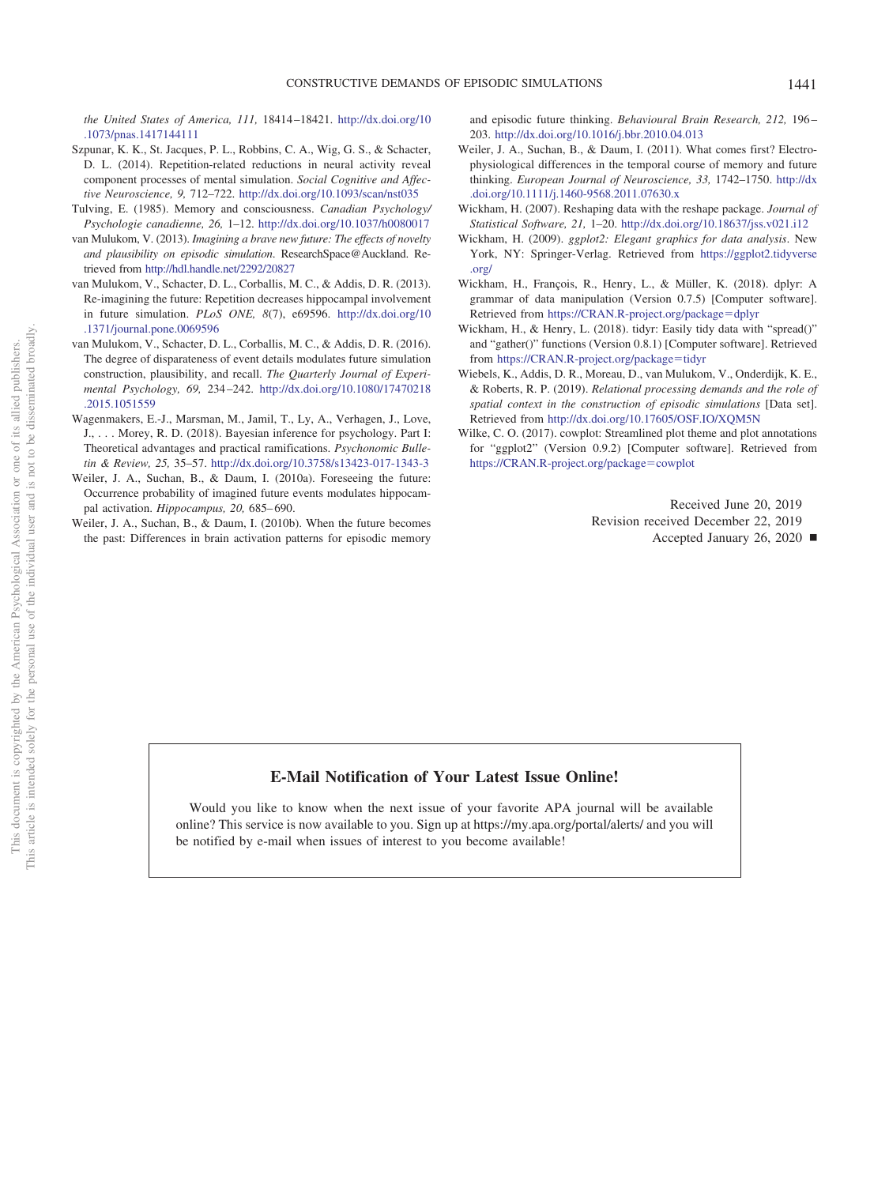*the United States of America, 111,* 18414–18421. http://dx.doi.org/10.1073/pnas.1417144111

Szpunar, K. K., St. Jacques, P. L., Robbins, C. A., Wig, G. S., & Schacter, D. L. (2014). Repetition-related reductions in neural activity reveal component processes of mental simulation. *Social Cognitive and Affective Neuroscience, 9,* 712–722. http://dx.doi.org/10.1093/scan/nst035

Tulving, E. (1985). Memory and consciousness. *Canadian Psychology/Psychologie canadienne, 26,* 1–12. http://dx.doi.org/10.1037/h0080017

van Mulukom, V. (2013). *Imagining a brave new future: The effects of novelty and plausibility on episodic simulation*. ResearchSpace@Auckland. Retrieved from http://hdl.handle.net/2292/20827

van Mulukom, V., Schacter, D. L., Corballis, M. C., & Addis, D. R. (2013). Re-imagining the future: Repetition decreases hippocampal involvement in future simulation. *PLoS ONE, 8*(7), e69596. http://dx.doi.org/10.1371/journal.pone.0069596

van Mulukom, V., Schacter, D. L., Corballis, M. C., & Addis, D. R. (2016). The degree of disparateness of event details modulates future simulation construction, plausibility, and recall. *The Quarterly Journal of Experimental Psychology, 69,* 234–242. http://dx.doi.org/10.1080/17470218.2015.1051559

Wagenmakers, E.-J., Marsman, M., Jamil, T., Ly, A., Verhagen, J., Love, J., . . . Morey, R. D. (2018). Bayesian inference for psychology. Part I: Theoretical advantages and practical ramifications. *Psychonomic Bulletin & Review, 25,* 35–57. http://dx.doi.org/10.3758/s13423-017-1343-3

Weiler, J. A., Suchan, B., & Daum, I. (2010a). Foreseeing the future: Occurrence probability of imagined future events modulates hippocampal activation. *Hippocampus, 20,* 685–690.

Weiler, J. A., Suchan, B., & Daum, I. (2010b). When the future becomes the past: Differences in brain activation patterns for episodic memory and episodic future thinking. *Behavioural Brain Research, 212,* 196–203. http://dx.doi.org/10.1016/j.bbr.2010.04.013

Weiler, J. A., Suchan, B., & Daum, I. (2011). What comes first? Electrophysiological differences in the temporal course of memory and future thinking. *European Journal of Neuroscience, 33,* 1742–1750. http://dx.doi.org/10.1111/j.1460-9568.2011.07630.x

Wickham, H. (2007). Reshaping data with the reshape package. *Journal of Statistical Software, 21,* 1–20. http://dx.doi.org/10.18637/jss.v021.i12

Wickham, H. (2009). *ggplot2: Elegant graphics for data analysis*. New York, NY: Springer-Verlag. Retrieved from https://ggplot2.tidyverse.org/

Wickham, H., François, R., Henry, L., & Müller, K. (2018). dplyr: A grammar of data manipulation (Version 0.7.5) [Computer software]. Retrieved from https://CRAN.R-project.org/package=dplyr

Wickham, H., & Henry, L. (2018). tidyr: Easily tidy data with "spread()" and "gather()" functions (Version 0.8.1) [Computer software]. Retrieved from https://CRAN.R-project.org/package=tidyr

Wiebels, K., Addis, D. R., Moreau, D., van Mulukom, V., Onderdijk, K. E., & Roberts, R. P. (2019). *Relational processing demands and the role of spatial context in the construction of episodic simulations* [Data set]. Retrieved from http://dx.doi.org/10.17605/OSF.IO/XQM5N

Wilke, C. O. (2017). cowplot: Streamlined plot theme and plot annotations for "ggplot2" (Version 0.9.2) [Computer software]. Retrieved from https://CRAN.R-project.org/package=cowplot

Received June 20, 2019
Revision received December 22, 2019
Accepted January 26, 2020 ■

**E-Mail Notification of Your Latest Issue Online!**

Would you like to know when the next issue of your favorite APA journal will be available online? This service is now available to you. Sign up at https://my.apa.org/portal/alerts/ and you will be notified by e-mail when issues of interest to you become available!